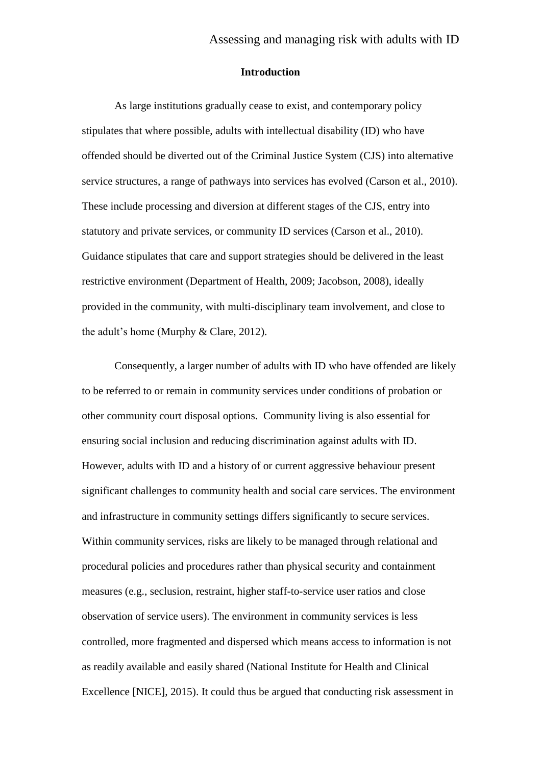## Introduction

As large institutions gradually cease to exist, and contemporary policy stipulates that where possible, adults with intellectual disability (ID) who have offended should be diverted out of the Criminal Justice System (CJS) into alternative service structures, a range of pathways into services has evolved (Carson et al., 2010). These include processing and diversion at different stages of the CJS, entry into statutory and private services, or community ID services (Carson et al., 2010). Guidance stipulates that care and support strategies should be delivered in the least restrictive environment (Department of Health, 2009; Jacobson, 2008), ideally provided in the community, with multi-disciplinary team involvement, and close to the adult's home (Murphy & Clare, 2012).

Consequently, a larger number of adults with ID who have offended are likely to be referred to or remain in community services under conditions of probation or other community court disposal options. Community living is also essential for ensuring social inclusion and reducing discrimination against adults with ID. However, adults with ID and a history of or current aggressive behaviour present significant challenges to community health and social care services. The environment and infrastructure in community settings differs significantly to secure services. Within community services, risks are likely to be managed through relational and procedural policies and procedures rather than physical security and containment measures (e.g., seclusion, restraint, higher staff-to-service user ratios and close observation of service users). The environment in community services is less controlled, more fragmented and dispersed which means access to information is not as readily available and easily shared (National Institute for Health and Clinical Excellence [NICE], 2015). It could thus be argued that conducting risk assessment in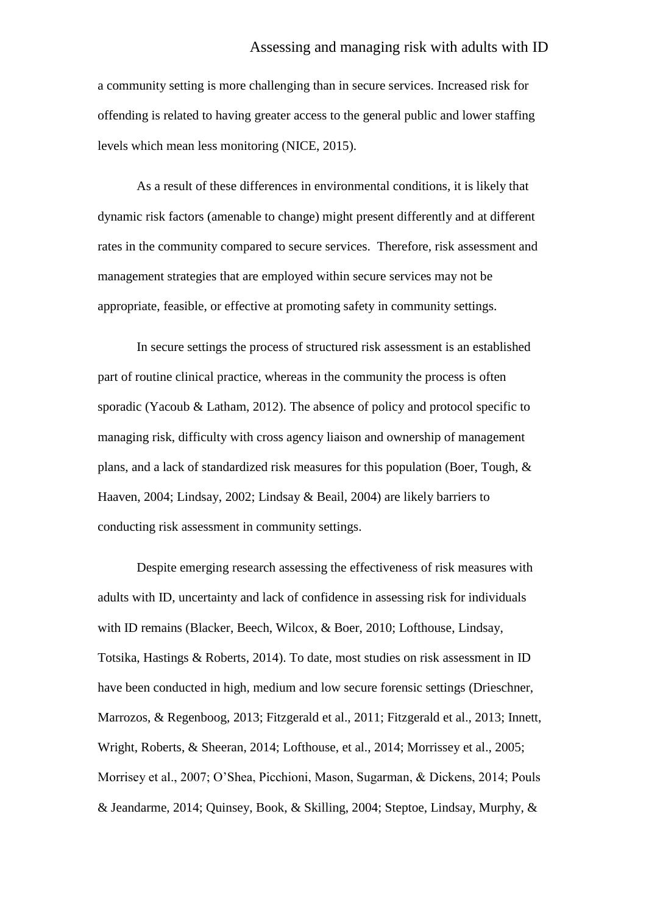a community setting is more challenging than in secure services. Increased risk for offending is related to having greater access to the general public and lower staffing levels which mean less monitoring (NICE, 2015).

As a result of these differences in environmental conditions, it is likely that dynamic risk factors (amenable to change) might present differently and at different rates in the community compared to secure services. Therefore, risk assessment and management strategies that are employed within secure services may not be appropriate, feasible, or effective at promoting safety in community settings.

In secure settings the process of structured risk assessment is an established part of routine clinical practice, whereas in the community the process is often sporadic (Yacoub & Latham, 2012). The absence of policy and protocol specific to managing risk, difficulty with cross agency liaison and ownership of management plans, and a lack of standardized risk measures for this population (Boer, Tough, & Haaven, 2004; Lindsay, 2002; Lindsay & Beail, 2004) are likely barriers to conducting risk assessment in community settings.

Despite emerging research assessing the effectiveness of risk measures with adults with ID, uncertainty and lack of confidence in assessing risk for individuals with ID remains (Blacker, Beech, Wilcox, & Boer, 2010; Lofthouse, Lindsay, Totsika, Hastings & Roberts, 2014). To date, most studies on risk assessment in ID have been conducted in high, medium and low secure forensic settings (Drieschner, Marrozos, & Regenboog, 2013; Fitzgerald et al., 2011; Fitzgerald et al., 2013; Innett, Wright, Roberts, & Sheeran, 2014; Lofthouse, et al., 2014; Morrissey et al., 2005; Morrisey et al., 2007; O'Shea, Picchioni, Mason, Sugarman, & Dickens, 2014; Pouls & Jeandarme, 2014; Quinsey, Book, & Skilling, 2004; Steptoe, Lindsay, Murphy, &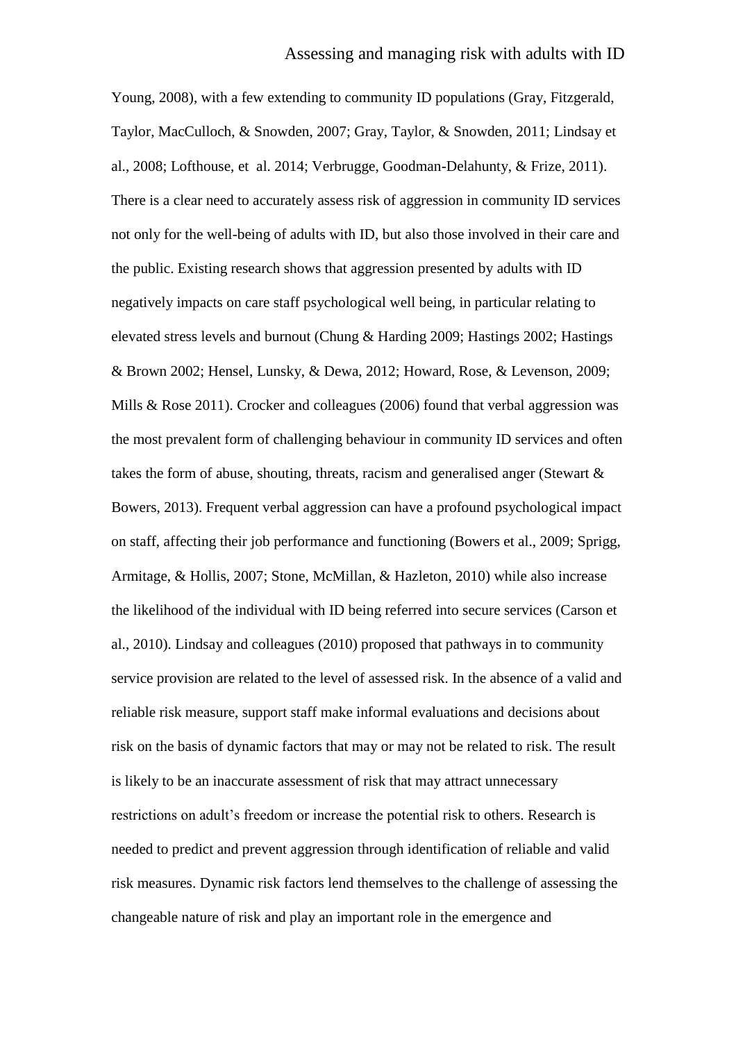Young, 2008), with a few extending to community ID populations (Gray, Fitzgerald, Taylor, MacCulloch, & Snowden, 2007; Gray, Taylor, & Snowden, 2011; Lindsay et al., 2008; Lofthouse, et al. 2014; Verbrugge, Goodman-Delahunty, & Frize, 2011). There is a clear need to accurately assess risk of aggression in community ID services not only for the well-being of adults with ID, but also those involved in their care and the public. Existing research shows that aggression presented by adults with ID negatively impacts on care staff psychological well being, in particular relating to elevated stress levels and burnout (Chung & Harding 2009; Hastings 2002; Hastings & Brown 2002; Hensel, Lunsky, & Dewa, 2012; Howard, Rose, & Levenson, 2009; Mills & Rose 2011). Crocker and colleagues (2006) found that verbal aggression was the most prevalent form of challenging behaviour in community ID services and often takes the form of abuse, shouting, threats, racism and generalised anger (Stewart & Bowers, 2013). Frequent verbal aggression can have a profound psychological impact on staff, affecting their job performance and functioning (Bowers et al., 2009; Sprigg, Armitage, & Hollis, 2007; Stone, McMillan, & Hazleton, 2010) while also increase the likelihood of the individual with ID being referred into secure services (Carson et al., 2010). Lindsay and colleagues (2010) proposed that pathways in to community service provision are related to the level of assessed risk. In the absence of a valid and reliable risk measure, support staff make informal evaluations and decisions about risk on the basis of dynamic factors that may or may not be related to risk. The result is likely to be an inaccurate assessment of risk that may attract unnecessary restrictions on adult's freedom or increase the potential risk to others. Research is needed to predict and prevent aggression through identification of reliable and valid risk measures. Dynamic risk factors lend themselves to the challenge of assessing the changeable nature of risk and play an important role in the emergence and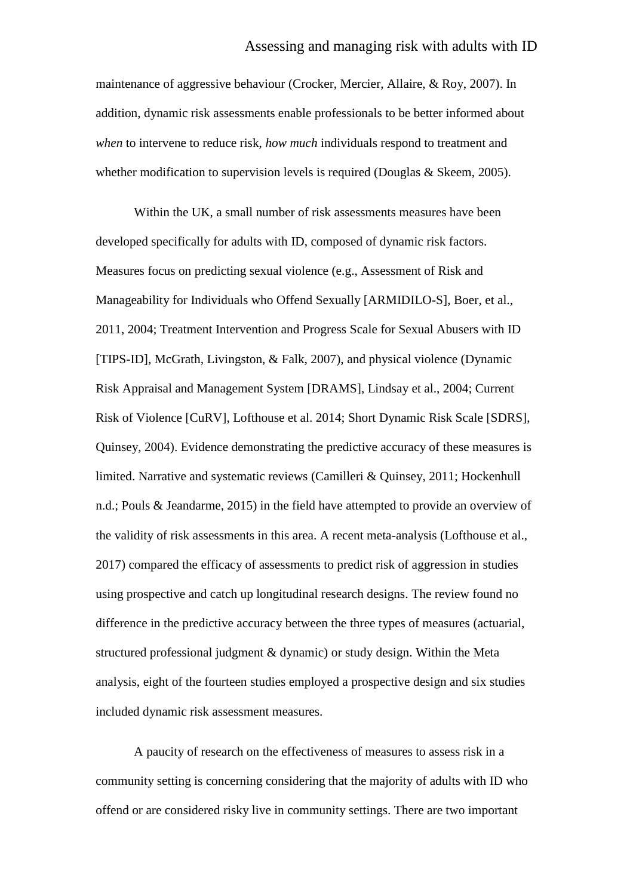maintenance of aggressive behaviour (Crocker, Mercier, Allaire, & Roy, 2007). In addition, dynamic risk assessments enable professionals to be better informed about *when* to intervene to reduce risk, *how much* individuals respond to treatment and whether modification to supervision levels is required (Douglas & Skeem, 2005).

Within the UK, a small number of risk assessments measures have been developed specifically for adults with ID, composed of dynamic risk factors. Measures focus on predicting sexual violence (e.g., Assessment of Risk and Manageability for Individuals who Offend Sexually [ARMIDILO-S], Boer, et al., 2011, 2004; Treatment Intervention and Progress Scale for Sexual Abusers with ID [TIPS-ID], McGrath, Livingston, & Falk, 2007), and physical violence (Dynamic Risk Appraisal and Management System [DRAMS], Lindsay et al., 2004; Current Risk of Violence [CuRV], Lofthouse et al. 2014; Short Dynamic Risk Scale [SDRS], Quinsey, 2004). Evidence demonstrating the predictive accuracy of these measures is limited. Narrative and systematic reviews (Camilleri & Quinsey, 2011; Hockenhull n.d.; Pouls & Jeandarme, 2015) in the field have attempted to provide an overview of the validity of risk assessments in this area. A recent meta-analysis (Lofthouse et al., 2017) compared the efficacy of assessments to predict risk of aggression in studies using prospective and catch up longitudinal research designs. The review found no difference in the predictive accuracy between the three types of measures (actuarial, structured professional judgment & dynamic) or study design. Within the Meta analysis, eight of the fourteen studies employed a prospective design and six studies included dynamic risk assessment measures.

A paucity of research on the effectiveness of measures to assess risk in a community setting is concerning considering that the majority of adults with ID who offend or are considered risky live in community settings. There are two important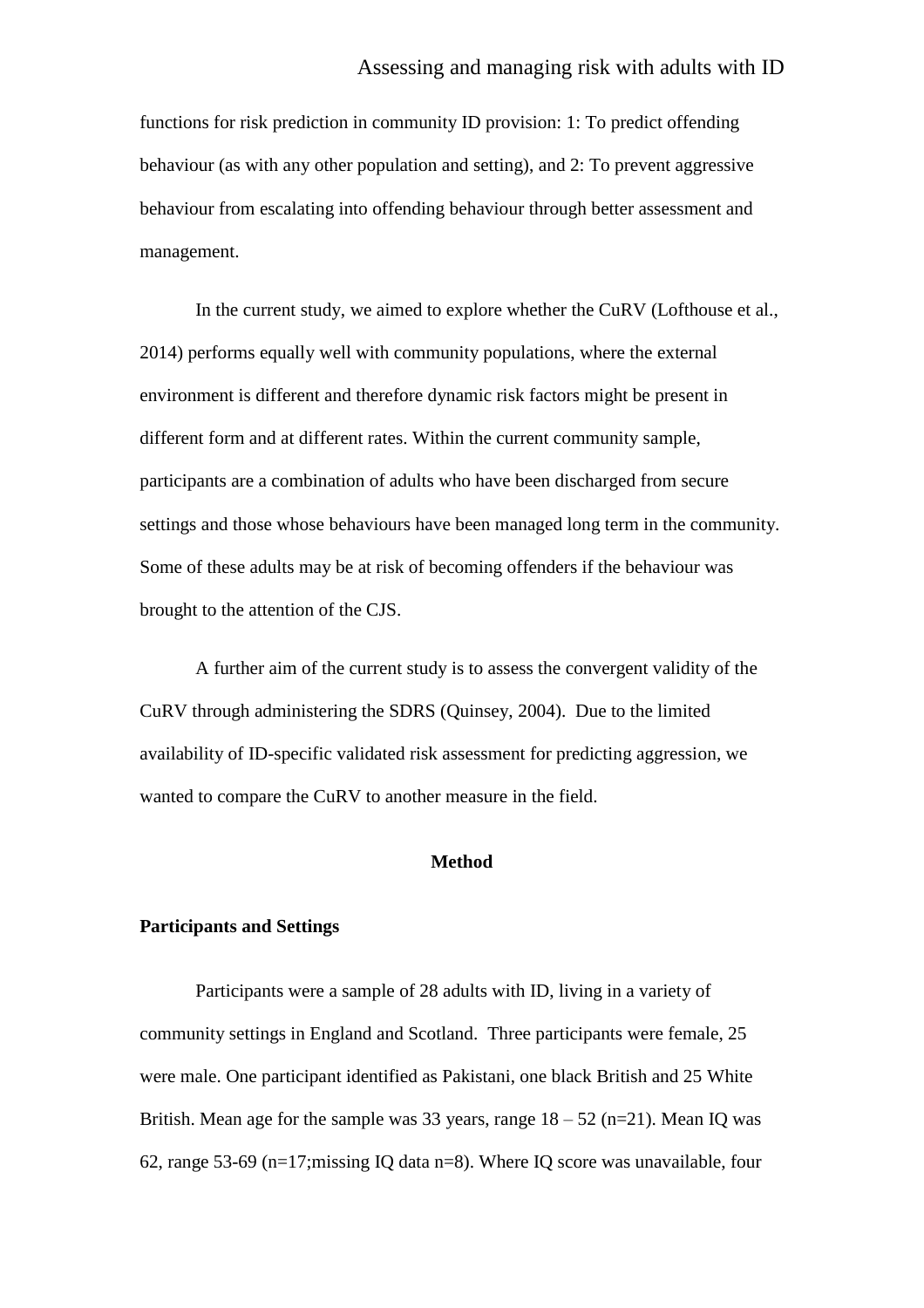functions for risk prediction in community ID provision: 1: To predict offending behaviour (as with any other population and setting), and 2: To prevent aggressive behaviour from escalating into offending behaviour through better assessment and management.

In the current study, we aimed to explore whether the CuRV (Lofthouse et al., 2014) performs equally well with community populations, where the external environment is different and therefore dynamic risk factors might be present in different form and at different rates. Within the current community sample, participants are a combination of adults who have been discharged from secure settings and those whose behaviours have been managed long term in the community. Some of these adults may be at risk of becoming offenders if the behaviour was brought to the attention of the CJS.

A further aim of the current study is to assess the convergent validity of the CuRV through administering the SDRS (Quinsey, 2004). Due to the limited availability of ID-specific validated risk assessment for predicting aggression, we wanted to compare the CuRV to another measure in the field.

## Method

### Participants and Settings

Participants were a sample of 28 adults with ID, living in a variety of community settings in England and Scotland. Three participants were female, 25 were male. One participant identified as Pakistani, one black British and 25 White British. Mean age for the sample was 33 years, range 18 – 52 (n=21). Mean IQ was 62, range 53-69 (n=17;missing IQ data n=8). Where IQ score was unavailable, four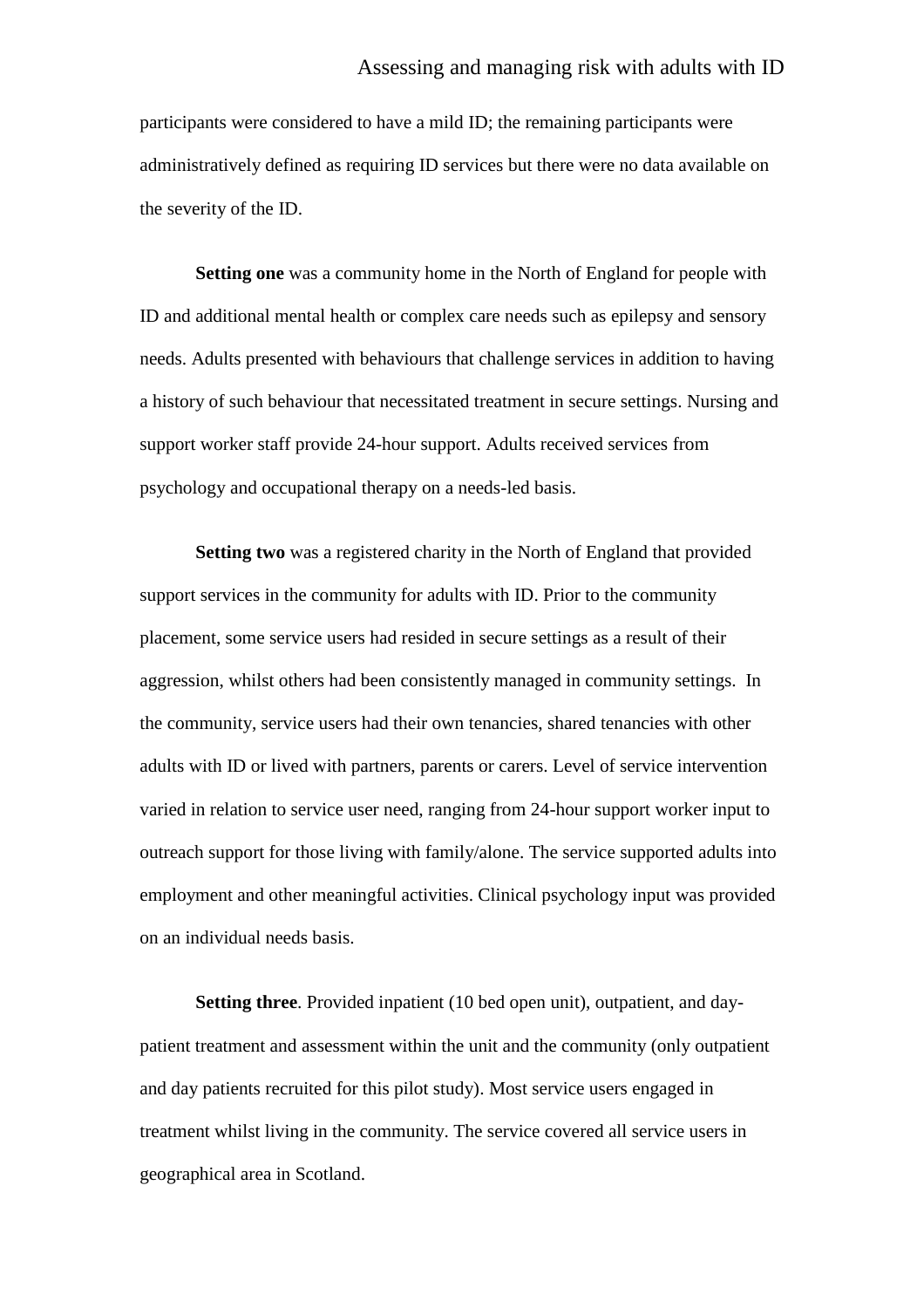participants were considered to have a mild ID; the remaining participants were administratively defined as requiring ID services but there were no data available on the severity of the ID.

**Setting one** was a community home in the North of England for people with ID and additional mental health or complex care needs such as epilepsy and sensory needs. Adults presented with behaviours that challenge services in addition to having a history of such behaviour that necessitated treatment in secure settings. Nursing and support worker staff provide 24-hour support. Adults received services from psychology and occupational therapy on a needs-led basis.

**Setting two** was a registered charity in the North of England that provided support services in the community for adults with ID. Prior to the community placement, some service users had resided in secure settings as a result of their aggression, whilst others had been consistently managed in community settings. In the community, service users had their own tenancies, shared tenancies with other adults with ID or lived with partners, parents or carers. Level of service intervention varied in relation to service user need, ranging from 24-hour support worker input to outreach support for those living with family/alone. The service supported adults into employment and other meaningful activities. Clinical psychology input was provided on an individual needs basis.

**Setting three**. Provided inpatient (10 bed open unit), outpatient, and day-patient treatment and assessment within the unit and the community (only outpatient and day patients recruited for this pilot study). Most service users engaged in treatment whilst living in the community. The service covered all service users in geographical area in Scotland.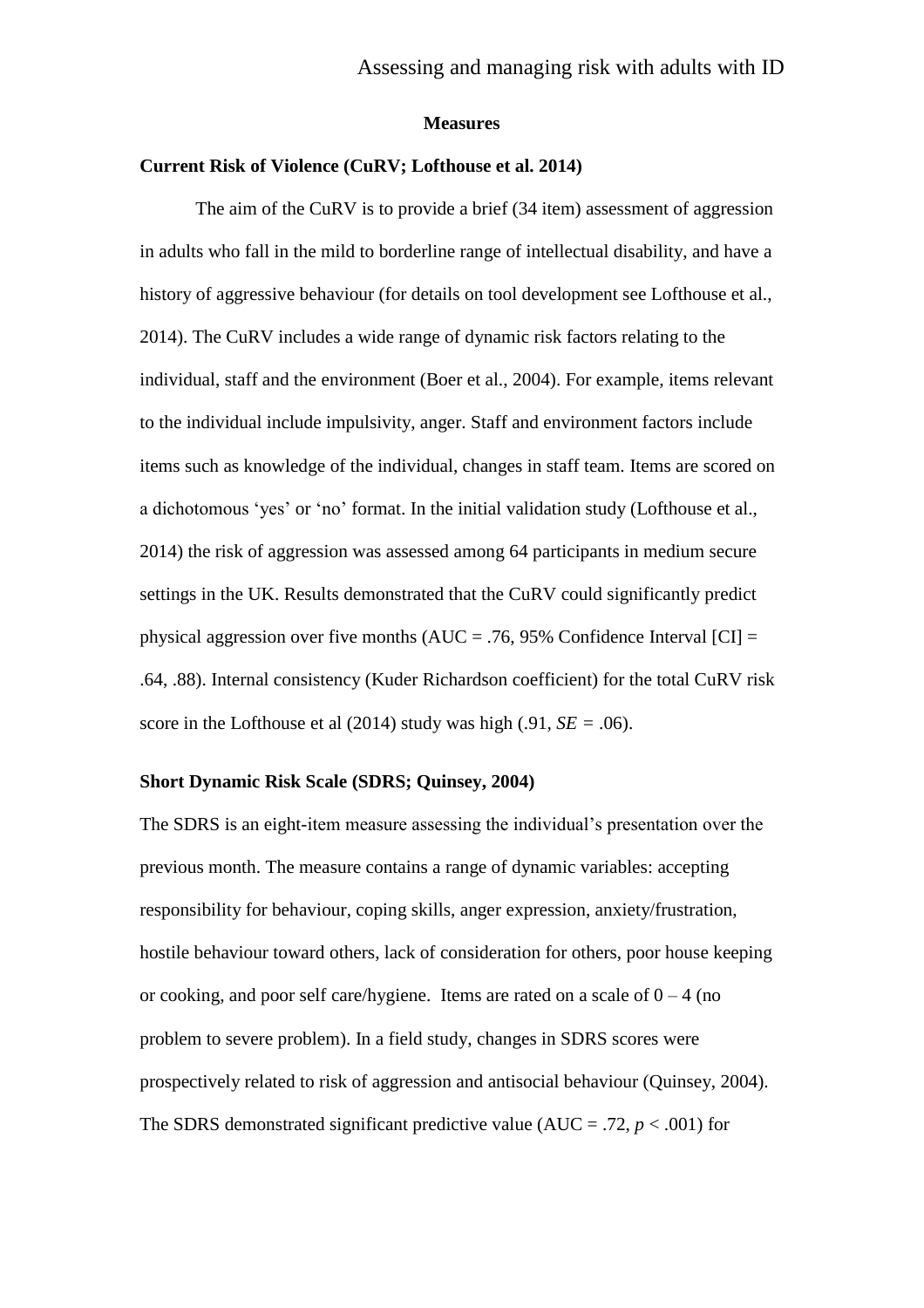## Measures

### Current Risk of Violence (CuRV; Lofthouse et al. 2014)

The aim of the CuRV is to provide a brief (34 item) assessment of aggression in adults who fall in the mild to borderline range of intellectual disability, and have a history of aggressive behaviour (for details on tool development see Lofthouse et al., 2014). The CuRV includes a wide range of dynamic risk factors relating to the individual, staff and the environment (Boer et al., 2004). For example, items relevant to the individual include impulsivity, anger. Staff and environment factors include items such as knowledge of the individual, changes in staff team. Items are scored on a dichotomous 'yes' or 'no' format. In the initial validation study (Lofthouse et al., 2014) the risk of aggression was assessed among 64 participants in medium secure settings in the UK. Results demonstrated that the CuRV could significantly predict physical aggression over five months (AUC = .76, 95% Confidence Interval [CI] = .64, .88). Internal consistency (Kuder Richardson coefficient) for the total CuRV risk score in the Lofthouse et al (2014) study was high (.91, $SE$ = .06).

### Short Dynamic Risk Scale (SDRS; Quinsey, 2004)

The SDRS is an eight-item measure assessing the individual's presentation over the previous month. The measure contains a range of dynamic variables: accepting responsibility for behaviour, coping skills, anger expression, anxiety/frustration, hostile behaviour toward others, lack of consideration for others, poor house keeping or cooking, and poor self care/hygiene. Items are rated on a scale of 0 – 4 (no problem to severe problem). In a field study, changes in SDRS scores were prospectively related to risk of aggression and antisocial behaviour (Quinsey, 2004). The SDRS demonstrated significant predictive value (AUC = .72, $p < .001$) for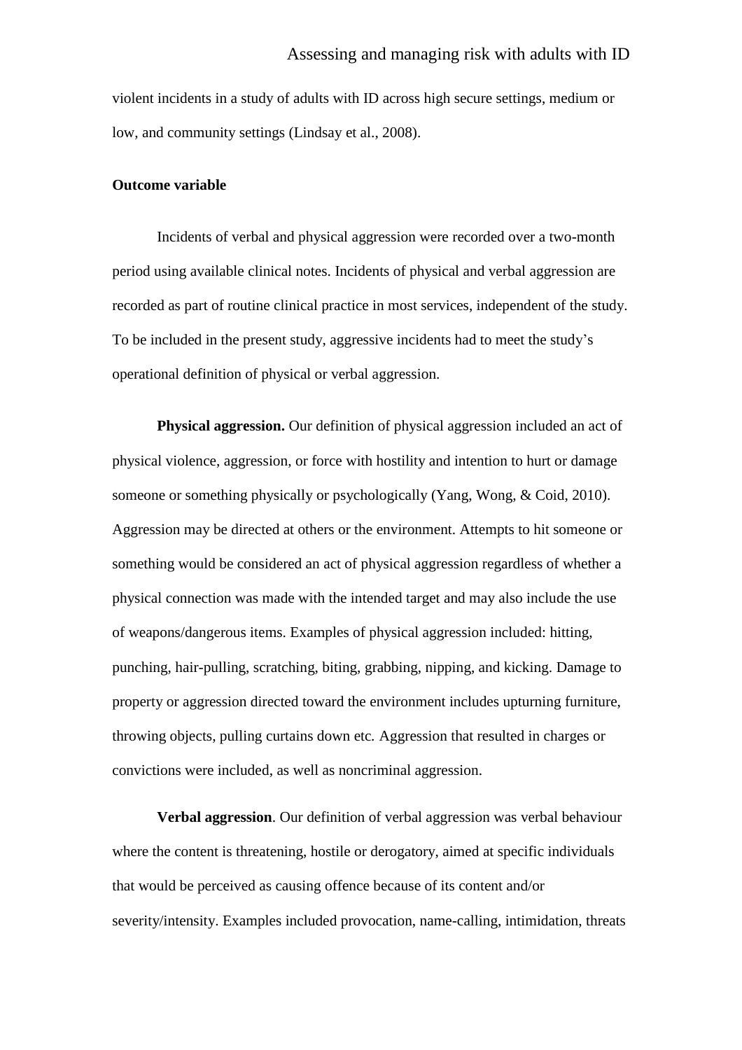violent incidents in a study of adults with ID across high secure settings, medium or low, and community settings (Lindsay et al., 2008).

**Outcome variable**

Incidents of verbal and physical aggression were recorded over a two-month period using available clinical notes. Incidents of physical and verbal aggression are recorded as part of routine clinical practice in most services, independent of the study. To be included in the present study, aggressive incidents had to meet the study's operational definition of physical or verbal aggression.

**Physical aggression.** Our definition of physical aggression included an act of physical violence, aggression, or force with hostility and intention to hurt or damage someone or something physically or psychologically (Yang, Wong, & Coid, 2010). Aggression may be directed at others or the environment. Attempts to hit someone or something would be considered an act of physical aggression regardless of whether a physical connection was made with the intended target and may also include the use of weapons/dangerous items. Examples of physical aggression included: hitting, punching, hair-pulling, scratching, biting, grabbing, nipping, and kicking. Damage to property or aggression directed toward the environment includes upturning furniture, throwing objects, pulling curtains down etc. Aggression that resulted in charges or convictions were included, as well as noncriminal aggression.

**Verbal aggression**. Our definition of verbal aggression was verbal behaviour where the content is threatening, hostile or derogatory, aimed at specific individuals that would be perceived as causing offence because of its content and/or severity/intensity. Examples included provocation, name-calling, intimidation, threats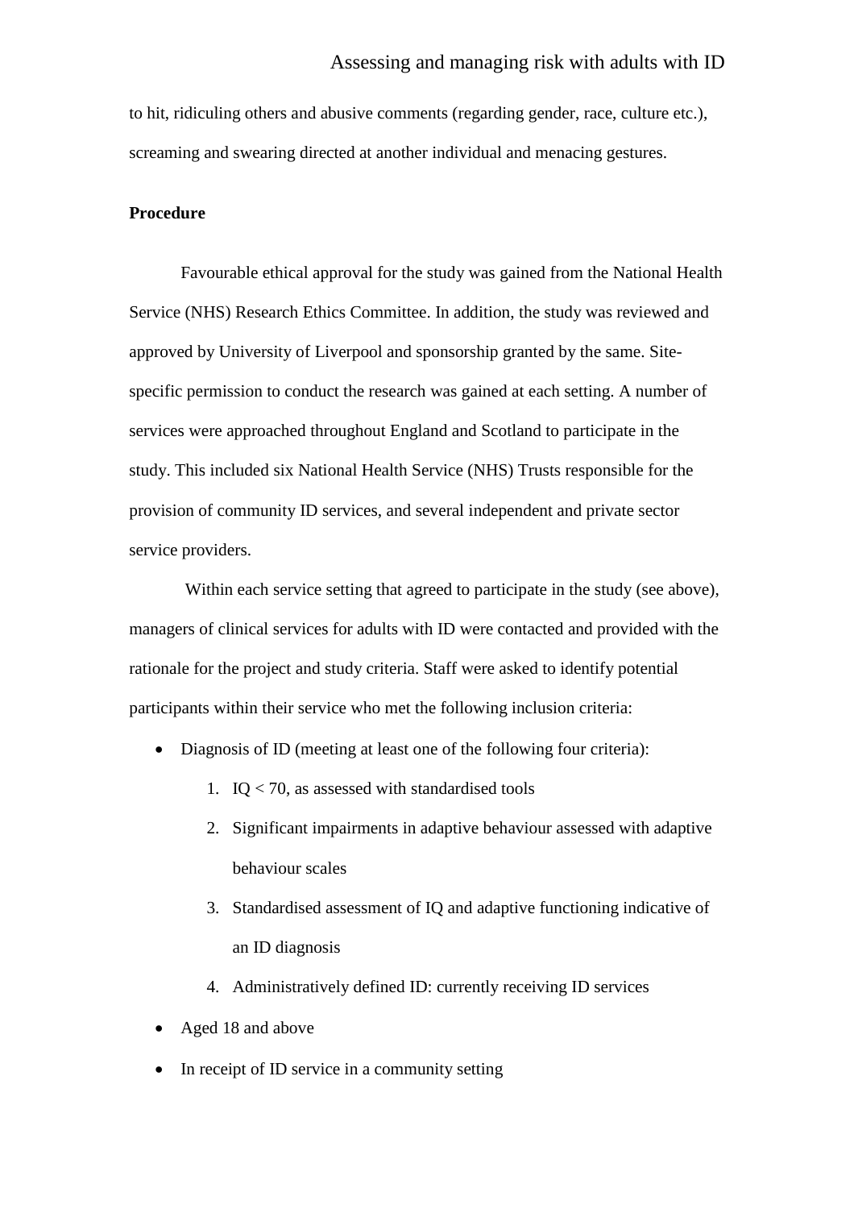to hit, ridiculing others and abusive comments (regarding gender, race, culture etc.), screaming and swearing directed at another individual and menacing gestures.

**Procedure**

Favourable ethical approval for the study was gained from the National Health Service (NHS) Research Ethics Committee. In addition, the study was reviewed and approved by University of Liverpool and sponsorship granted by the same. Site-specific permission to conduct the research was gained at each setting. A number of services were approached throughout England and Scotland to participate in the study. This included six National Health Service (NHS) Trusts responsible for the provision of community ID services, and several independent and private sector service providers.

Within each service setting that agreed to participate in the study (see above), managers of clinical services for adults with ID were contacted and provided with the rationale for the project and study criteria. Staff were asked to identify potential participants within their service who met the following inclusion criteria:

- Diagnosis of ID (meeting at least one of the following four criteria):
    1. IQ < 70, as assessed with standardised tools
    2. Significant impairments in adaptive behaviour assessed with adaptive behaviour scales
    3. Standardised assessment of IQ and adaptive functioning indicative of an ID diagnosis
    4. Administratively defined ID: currently receiving ID services
- Aged 18 and above
- In receipt of ID service in a community setting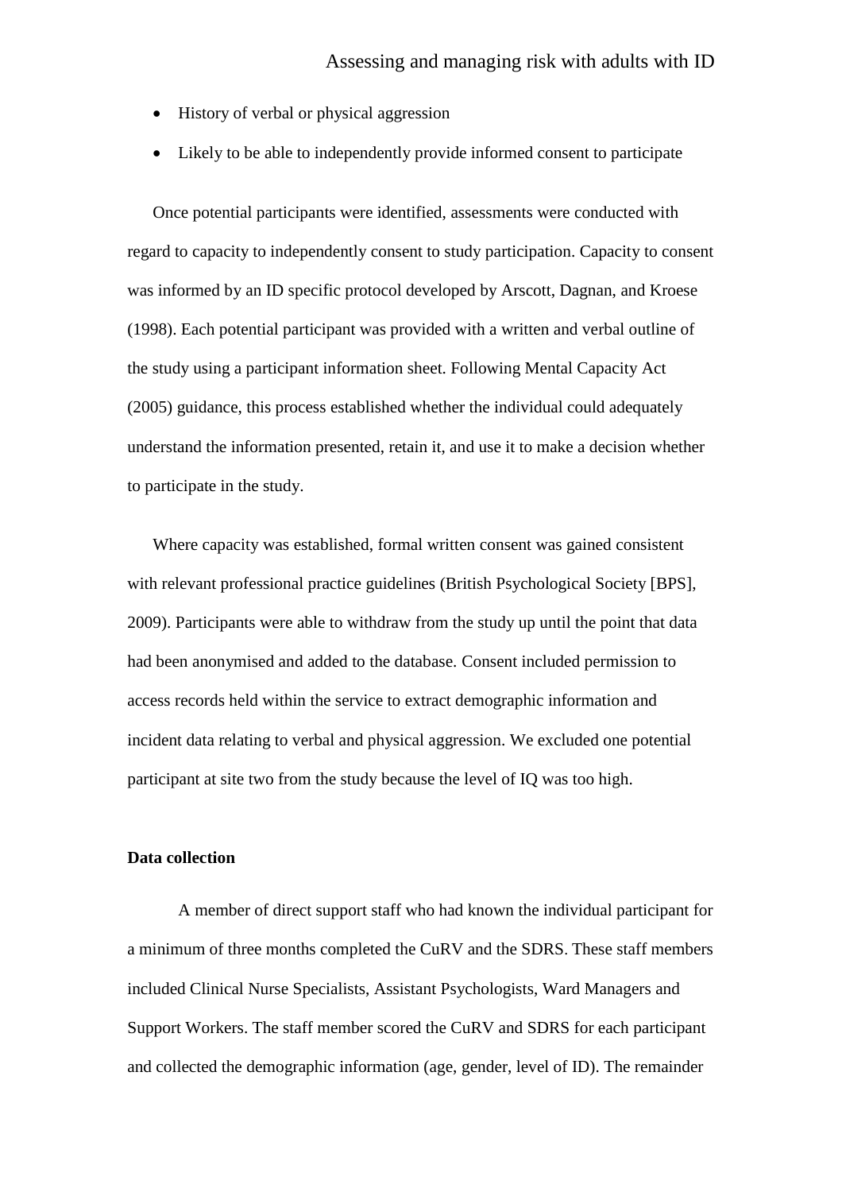- History of verbal or physical aggression
- Likely to be able to independently provide informed consent to participate

Once potential participants were identified, assessments were conducted with regard to capacity to independently consent to study participation. Capacity to consent was informed by an ID specific protocol developed by Arscott, Dagnan, and Kroese (1998). Each potential participant was provided with a written and verbal outline of the study using a participant information sheet. Following Mental Capacity Act (2005) guidance, this process established whether the individual could adequately understand the information presented, retain it, and use it to make a decision whether to participate in the study.

Where capacity was established, formal written consent was gained consistent with relevant professional practice guidelines (British Psychological Society [BPS], 2009). Participants were able to withdraw from the study up until the point that data had been anonymised and added to the database. Consent included permission to access records held within the service to extract demographic information and incident data relating to verbal and physical aggression. We excluded one potential participant at site two from the study because the level of IQ was too high.

**Data collection**

A member of direct support staff who had known the individual participant for a minimum of three months completed the CuRV and the SDRS. These staff members included Clinical Nurse Specialists, Assistant Psychologists, Ward Managers and Support Workers. The staff member scored the CuRV and SDRS for each participant and collected the demographic information (age, gender, level of ID). The remainder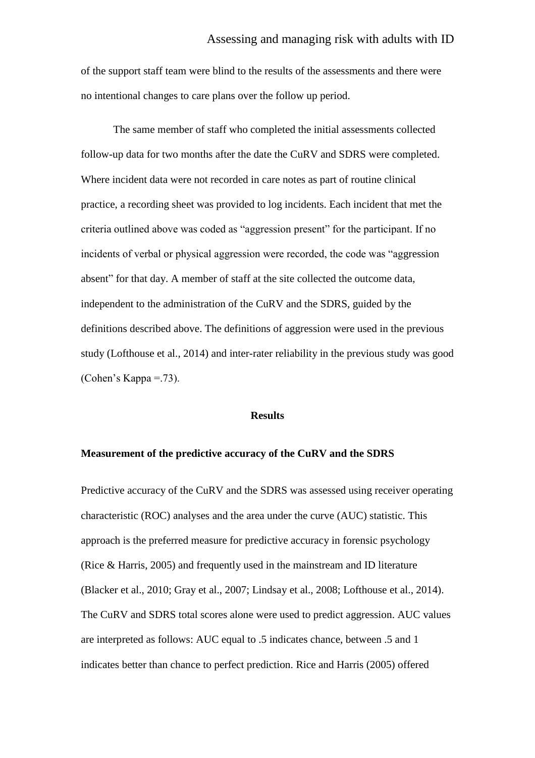of the support staff team were blind to the results of the assessments and there were no intentional changes to care plans over the follow up period.

The same member of staff who completed the initial assessments collected follow-up data for two months after the date the CuRV and SDRS were completed. Where incident data were not recorded in care notes as part of routine clinical practice, a recording sheet was provided to log incidents. Each incident that met the criteria outlined above was coded as "aggression present" for the participant. If no incidents of verbal or physical aggression were recorded, the code was "aggression absent" for that day. A member of staff at the site collected the outcome data, independent to the administration of the CuRV and the SDRS, guided by the definitions described above. The definitions of aggression were used in the previous study (Lofthouse et al., 2014) and inter-rater reliability in the previous study was good (Cohen's Kappa =.73).

## Results

### Measurement of the predictive accuracy of the CuRV and the SDRS

Predictive accuracy of the CuRV and the SDRS was assessed using receiver operating characteristic (ROC) analyses and the area under the curve (AUC) statistic. This approach is the preferred measure for predictive accuracy in forensic psychology (Rice & Harris, 2005) and frequently used in the mainstream and ID literature (Blacker et al., 2010; Gray et al., 2007; Lindsay et al., 2008; Lofthouse et al., 2014). The CuRV and SDRS total scores alone were used to predict aggression. AUC values are interpreted as follows: AUC equal to .5 indicates chance, between .5 and 1 indicates better than chance to perfect prediction. Rice and Harris (2005) offered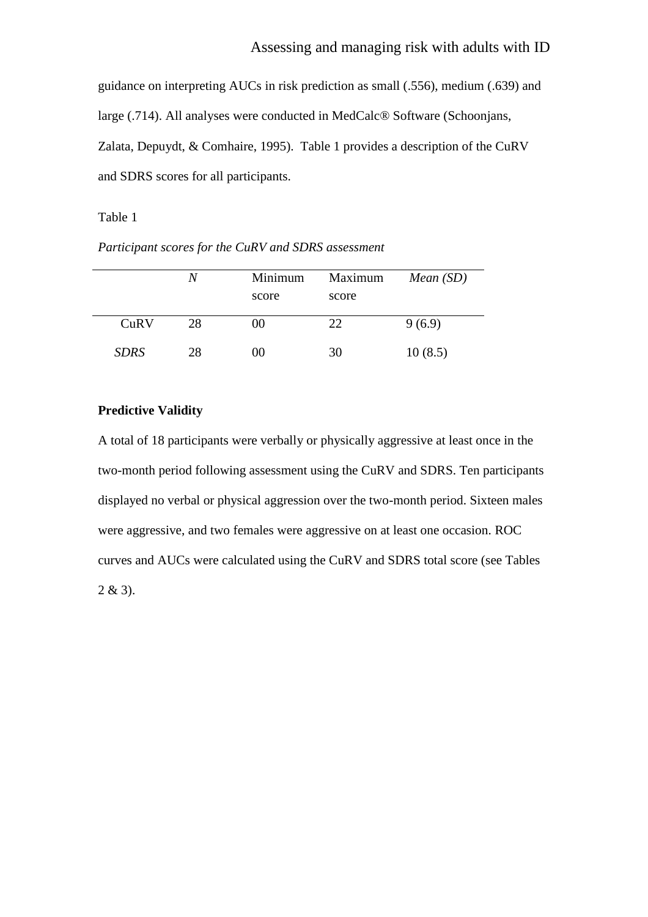guidance on interpreting AUCs in risk prediction as small (.556), medium (.639) and large (.714). All analyses were conducted in MedCalc® Software (Schoonjans, Zalata, Depuydt, & Comhaire, 1995). Table 1 provides a description of the CuRV and SDRS scores for all participants.

Table 1

*Participant scores for the CuRV and SDRS assessment*

| | *N* | Minimum score | Maximum score | *Mean (SD)* |
|---|---|---|---|---|
| CuRV | 28 | 00 | 22 | 9 (6.9) |
| *SDRS* | 28 | 00 | 30 | 10 (8.5) |

**Predictive Validity**

A total of 18 participants were verbally or physically aggressive at least once in the two-month period following assessment using the CuRV and SDRS. Ten participants displayed no verbal or physical aggression over the two-month period. Sixteen males were aggressive, and two females were aggressive on at least one occasion. ROC curves and AUCs were calculated using the CuRV and SDRS total score (see Tables 2 & 3).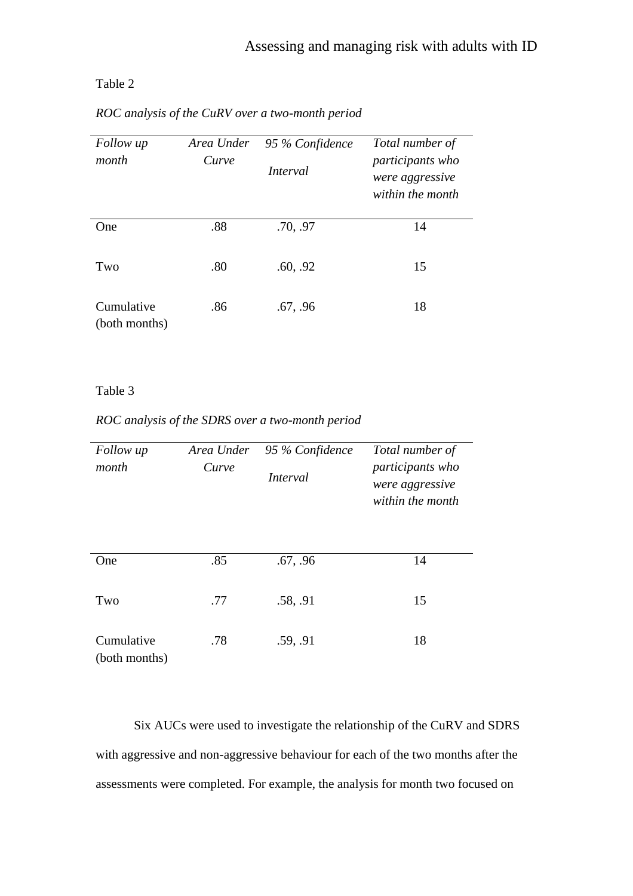Table 2

*ROC analysis of the CuRV over a two-month period*

| *Follow up month* | *Area Under Curve* | *95 % Confidence Interval* | *Total number of participants who were aggressive within the month* |
|---|---|---|---|
| One | .88 | .70, .97 | 14 |
| Two | .80 | .60, .92 | 15 |
| Cumulative (both months) | .86 | .67, .96 | 18 |

Table 3

*ROC analysis of the SDRS over a two-month period*

| *Follow up month* | *Area Under Curve* | *95 % Confidence Interval* | *Total number of participants who were aggressive within the month* |
|---|---|---|---|
| One | .85 | .67, .96 | 14 |
| Two | .77 | .58, .91 | 15 |
| Cumulative (both months) | .78 | .59, .91 | 18 |

Six AUCs were used to investigate the relationship of the CuRV and SDRS with aggressive and non-aggressive behaviour for each of the two months after the assessments were completed. For example, the analysis for month two focused on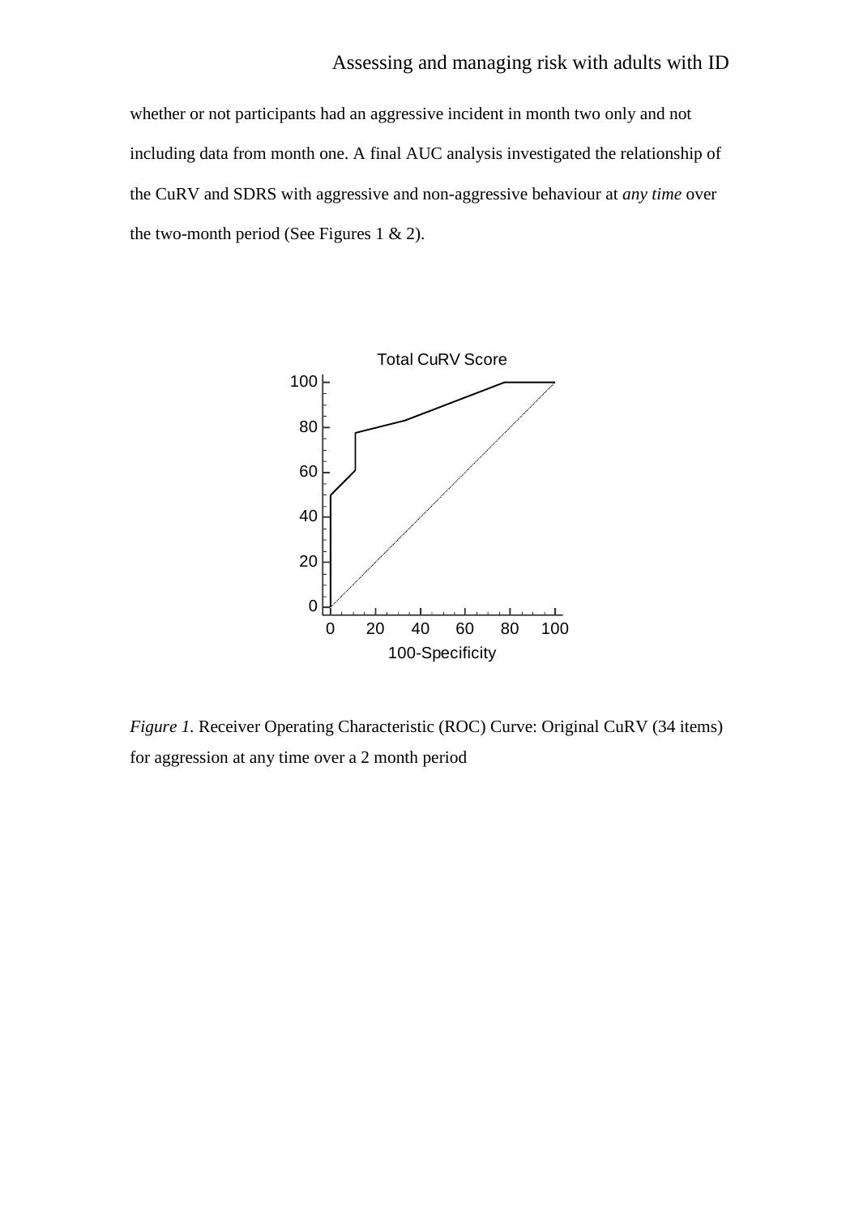whether or not participants had an aggressive incident in month two only and not including data from month one. A final AUC analysis investigated the relationship of the CuRV and SDRS with aggressive and non-aggressive behaviour at *any time* over the two-month period (See Figures 1 & 2).

*Figure 1.* Receiver Operating Characteristic (ROC) Curve: Original CuRV (34 items) for aggression at any time over a 2 month period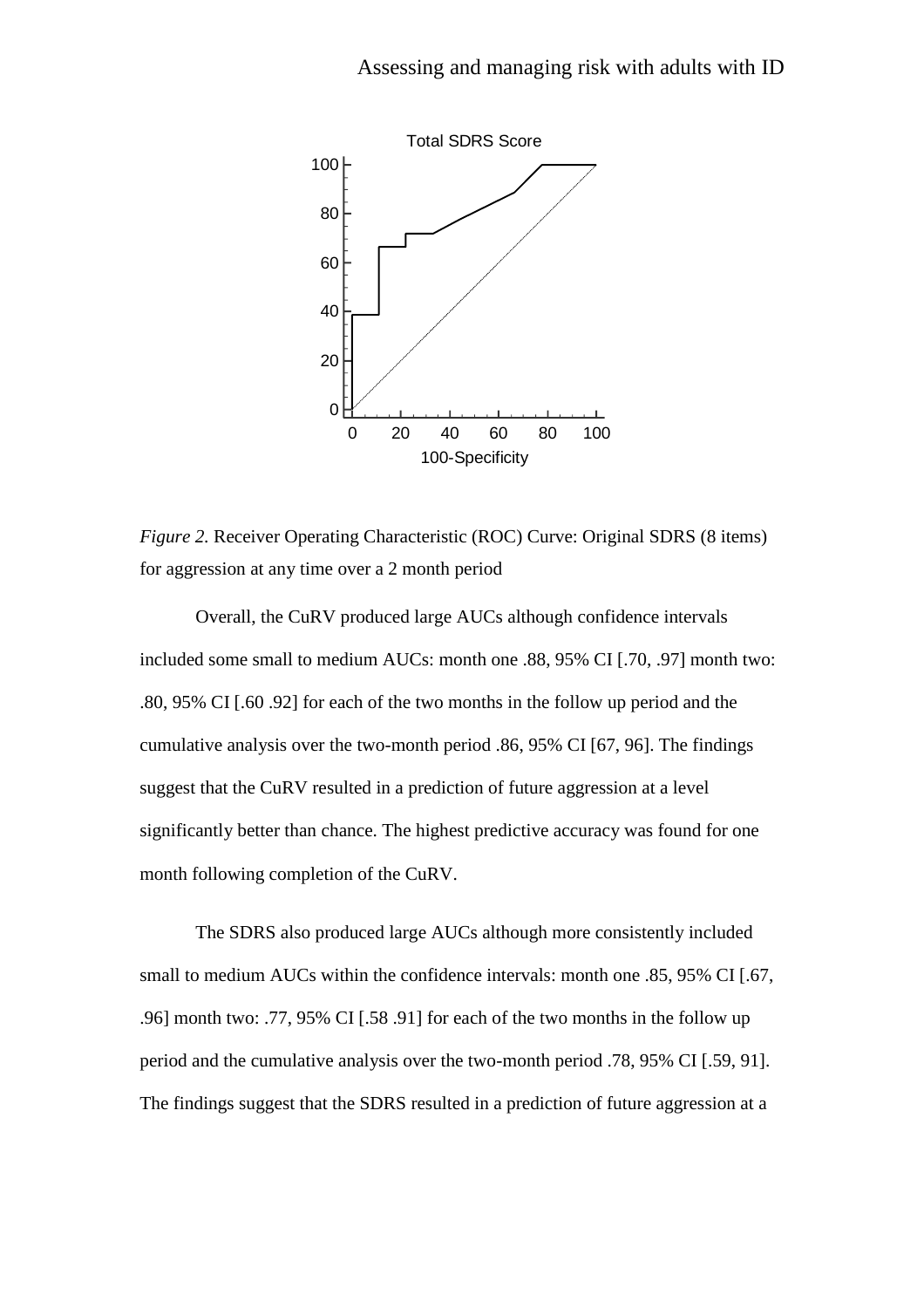*Figure 2.* Receiver Operating Characteristic (ROC) Curve: Original SDRS (8 items) for aggression at any time over a 2 month period

Overall, the CuRV produced large AUCs although confidence intervals included some small to medium AUCs: month one .88, 95% CI [.70, .97] month two: .80, 95% CI [.60 .92] for each of the two months in the follow up period and the cumulative analysis over the two-month period .86, 95% CI [67, 96]. The findings suggest that the CuRV resulted in a prediction of future aggression at a level significantly better than chance. The highest predictive accuracy was found for one month following completion of the CuRV.

The SDRS also produced large AUCs although more consistently included small to medium AUCs within the confidence intervals: month one .85, 95% CI [.67, .96] month two: .77, 95% CI [.58 .91] for each of the two months in the follow up period and the cumulative analysis over the two-month period .78, 95% CI [.59, 91]. The findings suggest that the SDRS resulted in a prediction of future aggression at a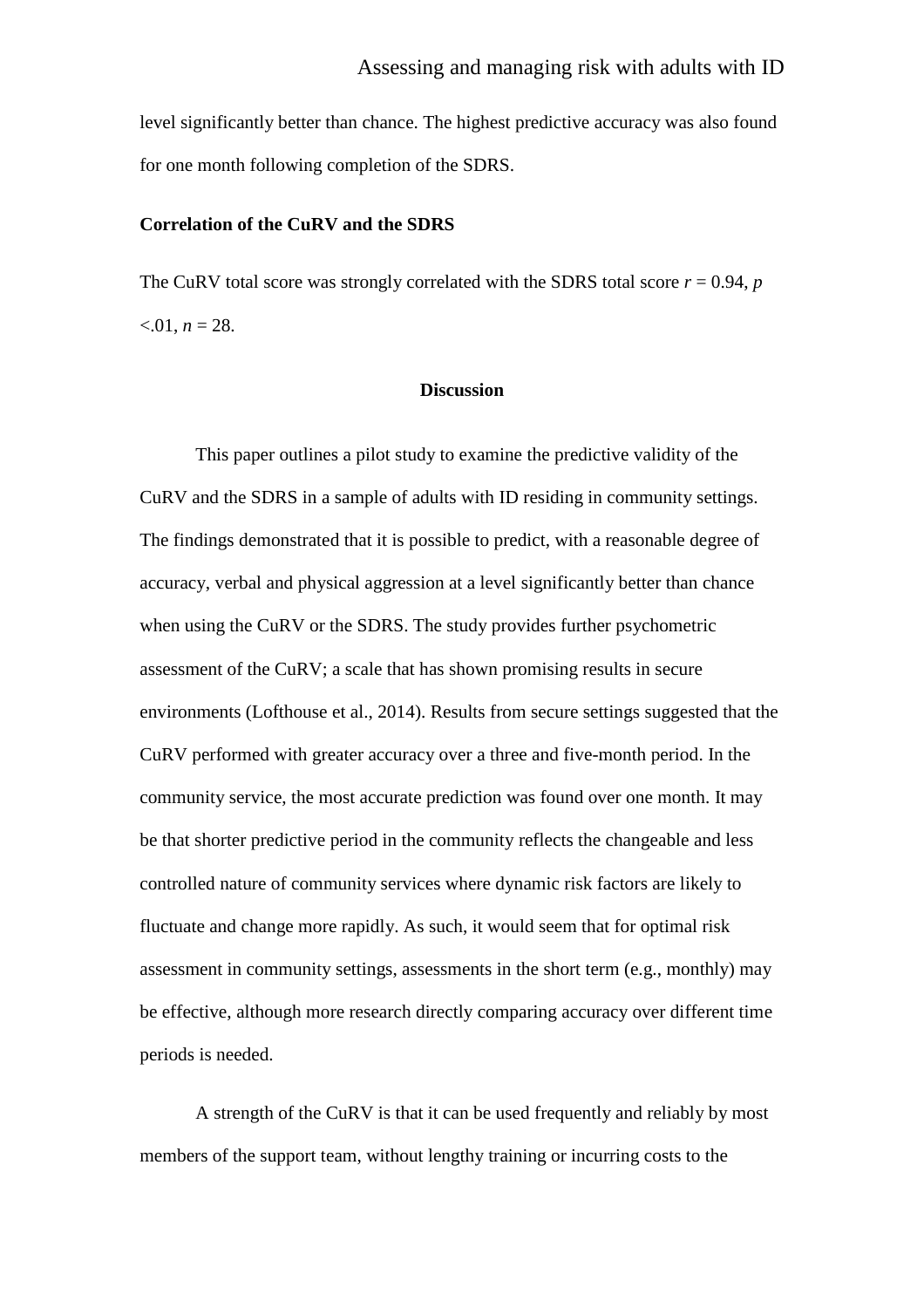level significantly better than chance. The highest predictive accuracy was also found for one month following completion of the SDRS.

**Correlation of the CuRV and the SDRS**

The CuRV total score was strongly correlated with the SDRS total score $r = 0.94$, $p < .01$, $n = 28$.

## Discussion

This paper outlines a pilot study to examine the predictive validity of the CuRV and the SDRS in a sample of adults with ID residing in community settings. The findings demonstrated that it is possible to predict, with a reasonable degree of accuracy, verbal and physical aggression at a level significantly better than chance when using the CuRV or the SDRS. The study provides further psychometric assessment of the CuRV; a scale that has shown promising results in secure environments (Lofthouse et al., 2014). Results from secure settings suggested that the CuRV performed with greater accuracy over a three and five-month period. In the community service, the most accurate prediction was found over one month. It may be that shorter predictive period in the community reflects the changeable and less controlled nature of community services where dynamic risk factors are likely to fluctuate and change more rapidly. As such, it would seem that for optimal risk assessment in community settings, assessments in the short term (e.g., monthly) may be effective, although more research directly comparing accuracy over different time periods is needed.

A strength of the CuRV is that it can be used frequently and reliably by most members of the support team, without lengthy training or incurring costs to the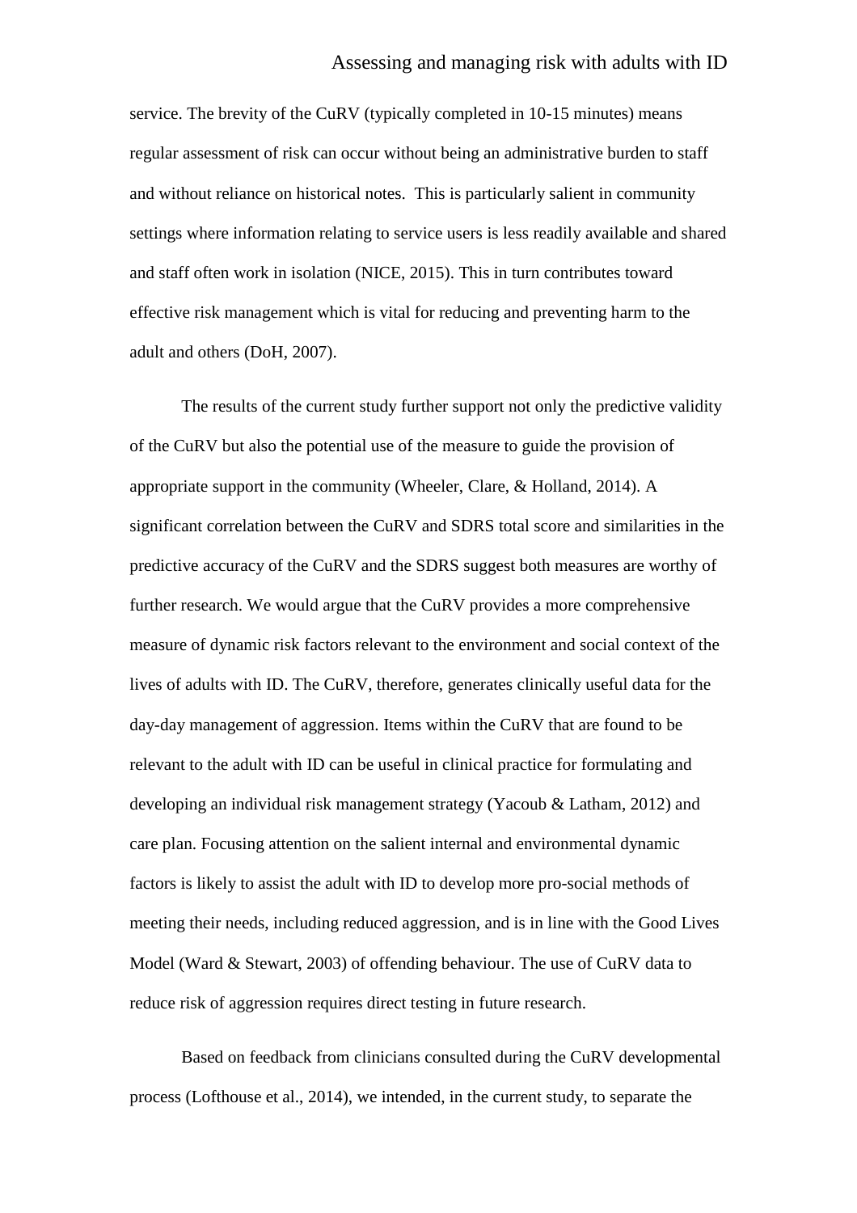service. The brevity of the CuRV (typically completed in 10-15 minutes) means regular assessment of risk can occur without being an administrative burden to staff and without reliance on historical notes. This is particularly salient in community settings where information relating to service users is less readily available and shared and staff often work in isolation (NICE, 2015). This in turn contributes toward effective risk management which is vital for reducing and preventing harm to the adult and others (DoH, 2007).

The results of the current study further support not only the predictive validity of the CuRV but also the potential use of the measure to guide the provision of appropriate support in the community (Wheeler, Clare, & Holland, 2014). A significant correlation between the CuRV and SDRS total score and similarities in the predictive accuracy of the CuRV and the SDRS suggest both measures are worthy of further research. We would argue that the CuRV provides a more comprehensive measure of dynamic risk factors relevant to the environment and social context of the lives of adults with ID. The CuRV, therefore, generates clinically useful data for the day-day management of aggression. Items within the CuRV that are found to be relevant to the adult with ID can be useful in clinical practice for formulating and developing an individual risk management strategy (Yacoub & Latham, 2012) and care plan. Focusing attention on the salient internal and environmental dynamic factors is likely to assist the adult with ID to develop more pro-social methods of meeting their needs, including reduced aggression, and is in line with the Good Lives Model (Ward & Stewart, 2003) of offending behaviour. The use of CuRV data to reduce risk of aggression requires direct testing in future research.

Based on feedback from clinicians consulted during the CuRV developmental process (Lofthouse et al., 2014), we intended, in the current study, to separate the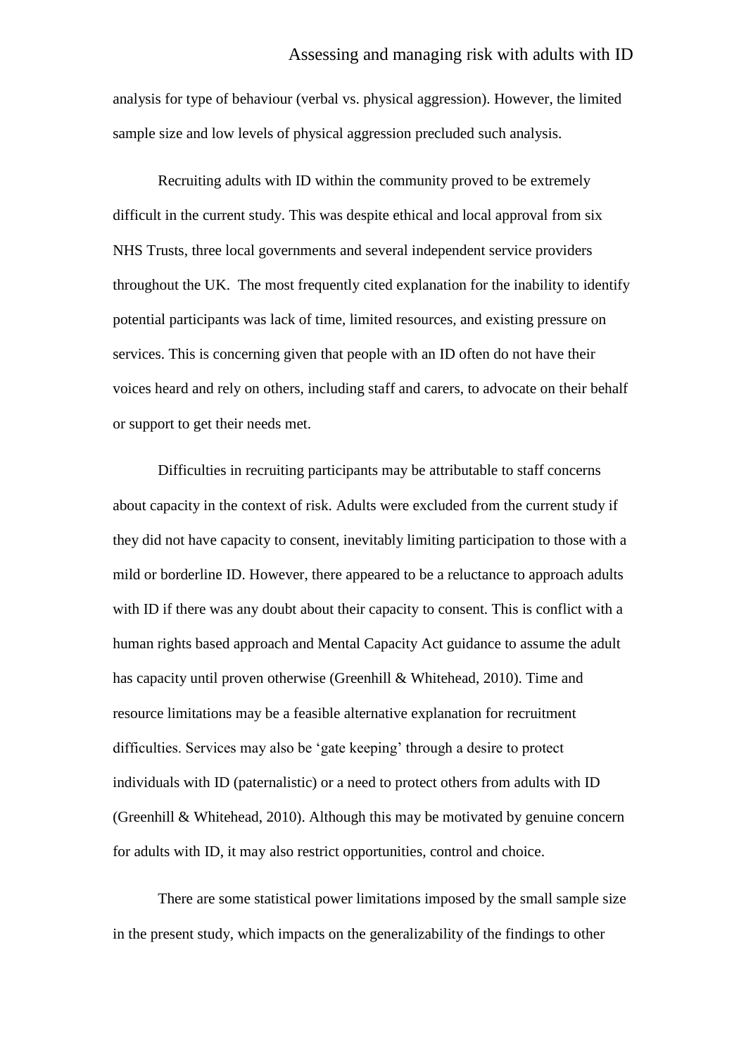analysis for type of behaviour (verbal vs. physical aggression). However, the limited sample size and low levels of physical aggression precluded such analysis.

Recruiting adults with ID within the community proved to be extremely difficult in the current study. This was despite ethical and local approval from six NHS Trusts, three local governments and several independent service providers throughout the UK. The most frequently cited explanation for the inability to identify potential participants was lack of time, limited resources, and existing pressure on services. This is concerning given that people with an ID often do not have their voices heard and rely on others, including staff and carers, to advocate on their behalf or support to get their needs met.

Difficulties in recruiting participants may be attributable to staff concerns about capacity in the context of risk. Adults were excluded from the current study if they did not have capacity to consent, inevitably limiting participation to those with a mild or borderline ID. However, there appeared to be a reluctance to approach adults with ID if there was any doubt about their capacity to consent. This is conflict with a human rights based approach and Mental Capacity Act guidance to assume the adult has capacity until proven otherwise (Greenhill & Whitehead, 2010). Time and resource limitations may be a feasible alternative explanation for recruitment difficulties. Services may also be 'gate keeping' through a desire to protect individuals with ID (paternalistic) or a need to protect others from adults with ID (Greenhill & Whitehead, 2010). Although this may be motivated by genuine concern for adults with ID, it may also restrict opportunities, control and choice.

There are some statistical power limitations imposed by the small sample size in the present study, which impacts on the generalizability of the findings to other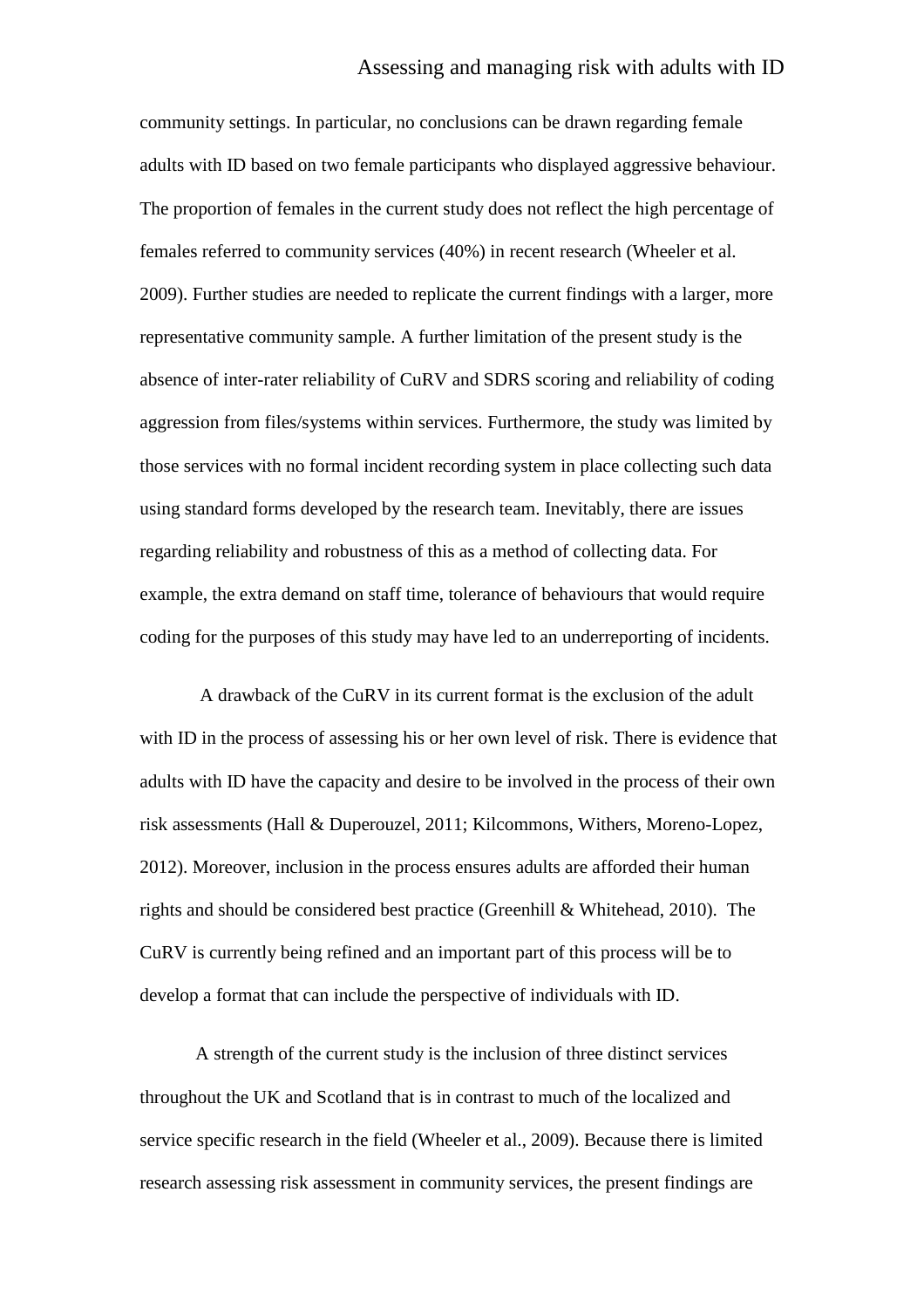community settings. In particular, no conclusions can be drawn regarding female adults with ID based on two female participants who displayed aggressive behaviour. The proportion of females in the current study does not reflect the high percentage of females referred to community services (40%) in recent research (Wheeler et al. 2009). Further studies are needed to replicate the current findings with a larger, more representative community sample. A further limitation of the present study is the absence of inter-rater reliability of CuRV and SDRS scoring and reliability of coding aggression from files/systems within services. Furthermore, the study was limited by those services with no formal incident recording system in place collecting such data using standard forms developed by the research team. Inevitably, there are issues regarding reliability and robustness of this as a method of collecting data. For example, the extra demand on staff time, tolerance of behaviours that would require coding for the purposes of this study may have led to an underreporting of incidents.

A drawback of the CuRV in its current format is the exclusion of the adult with ID in the process of assessing his or her own level of risk. There is evidence that adults with ID have the capacity and desire to be involved in the process of their own risk assessments (Hall & Duperouzel, 2011; Kilcommons, Withers, Moreno-Lopez, 2012). Moreover, inclusion in the process ensures adults are afforded their human rights and should be considered best practice (Greenhill & Whitehead, 2010). The CuRV is currently being refined and an important part of this process will be to develop a format that can include the perspective of individuals with ID.

A strength of the current study is the inclusion of three distinct services throughout the UK and Scotland that is in contrast to much of the localized and service specific research in the field (Wheeler et al., 2009). Because there is limited research assessing risk assessment in community services, the present findings are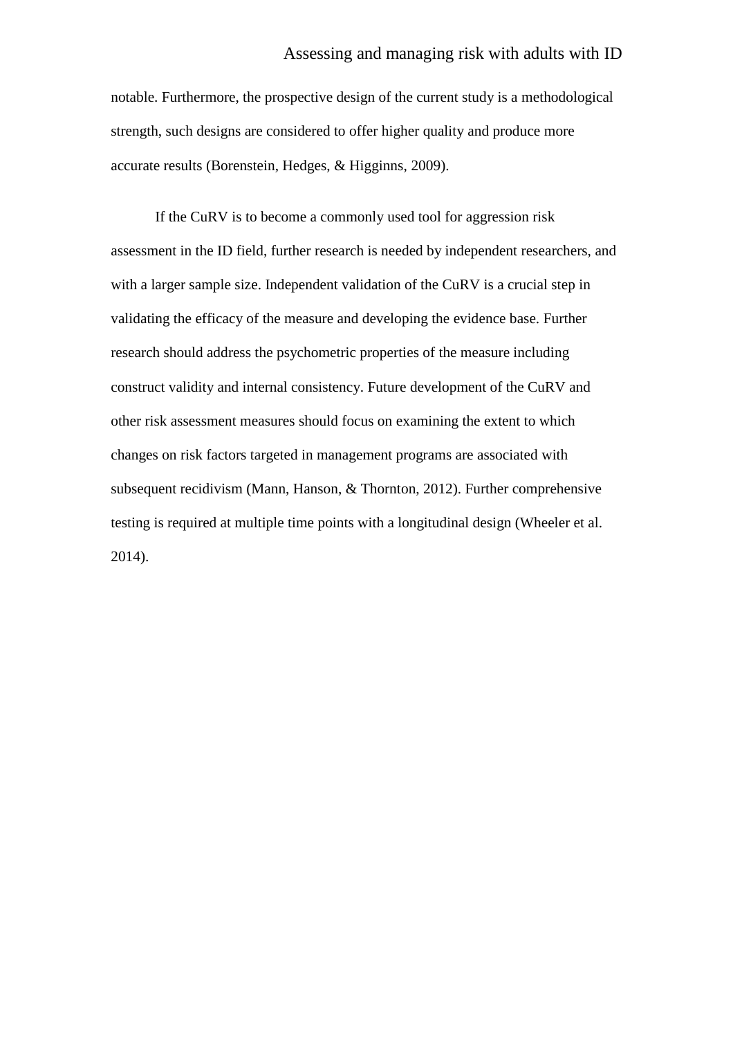notable. Furthermore, the prospective design of the current study is a methodological strength, such designs are considered to offer higher quality and produce more accurate results (Borenstein, Hedges, & Higginns, 2009).

If the CuRV is to become a commonly used tool for aggression risk assessment in the ID field, further research is needed by independent researchers, and with a larger sample size. Independent validation of the CuRV is a crucial step in validating the efficacy of the measure and developing the evidence base. Further research should address the psychometric properties of the measure including construct validity and internal consistency. Future development of the CuRV and other risk assessment measures should focus on examining the extent to which changes on risk factors targeted in management programs are associated with subsequent recidivism (Mann, Hanson, & Thornton, 2012). Further comprehensive testing is required at multiple time points with a longitudinal design (Wheeler et al. 2014).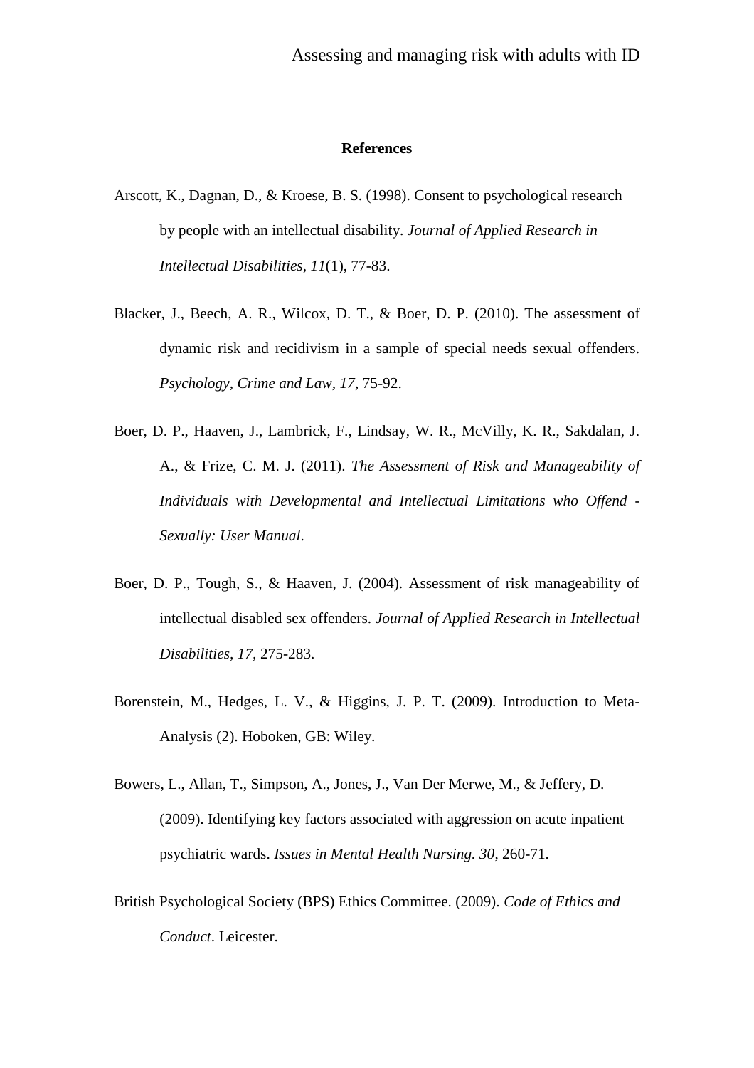## References

Arscott, K., Dagnan, D., & Kroese, B. S. (1998). Consent to psychological research by people with an intellectual disability. *Journal of Applied Research in Intellectual Disabilities*, *11*(1), 77-83.

Blacker, J., Beech, A. R., Wilcox, D. T., & Boer, D. P. (2010). The assessment of dynamic risk and recidivism in a sample of special needs sexual offenders. *Psychology, Crime and Law, 17*, 75-92.

Boer, D. P., Haaven, J., Lambrick, F., Lindsay, W. R., McVilly, K. R., Sakdalan, J. A., & Frize, C. M. J. (2011). *The Assessment of Risk and Manageability of Individuals with Developmental and Intellectual Limitations who Offend - Sexually: User Manual*.

Boer, D. P., Tough, S., & Haaven, J. (2004). Assessment of risk manageability of intellectual disabled sex offenders. *Journal of Applied Research in Intellectual Disabilities, 17*, 275-283.

Borenstein, M., Hedges, L. V., & Higgins, J. P. T. (2009). Introduction to Meta-Analysis (2). Hoboken, GB: Wiley.

Bowers, L., Allan, T., Simpson, A., Jones, J., Van Der Merwe, M., & Jeffery, D. (2009). Identifying key factors associated with aggression on acute inpatient psychiatric wards. *Issues in Mental Health Nursing. 30*, 260-71.

British Psychological Society (BPS) Ethics Committee. (2009). *Code of Ethics and Conduct*. Leicester.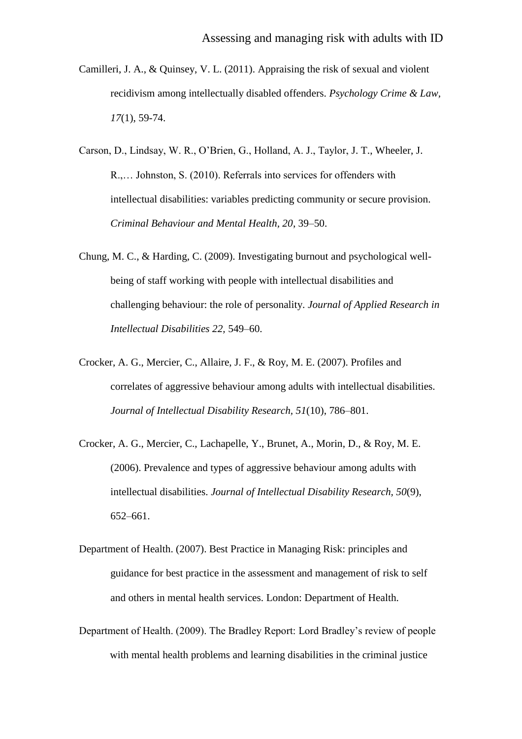Camilleri, J. A., & Quinsey, V. L. (2011). Appraising the risk of sexual and violent recidivism among intellectually disabled offenders. *Psychology Crime & Law, 17*(1), 59-74.

Carson, D., Lindsay, W. R., O'Brien, G., Holland, A. J., Taylor, J. T., Wheeler, J. R.,… Johnston, S. (2010). Referrals into services for offenders with intellectual disabilities: variables predicting community or secure provision. *Criminal Behaviour and Mental Health*, *20*, 39–50.

Chung, M. C., & Harding, C. (2009). Investigating burnout and psychological well-being of staff working with people with intellectual disabilities and challenging behaviour: the role of personality. *Journal of Applied Research in Intellectual Disabilities 22,* 549–60.

Crocker, A. G., Mercier, C., Allaire, J. F., & Roy, M. E. (2007). Profiles and correlates of aggressive behaviour among adults with intellectual disabilities. *Journal of Intellectual Disability Research, 51*(10), 786–801.

Crocker, A. G., Mercier, C., Lachapelle, Y., Brunet, A., Morin, D., & Roy, M. E. (2006). Prevalence and types of aggressive behaviour among adults with intellectual disabilities. *Journal of Intellectual Disability Research*, *50*(9), 652–661.

Department of Health. (2007). Best Practice in Managing Risk: principles and guidance for best practice in the assessment and management of risk to self and others in mental health services. London: Department of Health.

Department of Health. (2009). The Bradley Report: Lord Bradley's review of people with mental health problems and learning disabilities in the criminal justice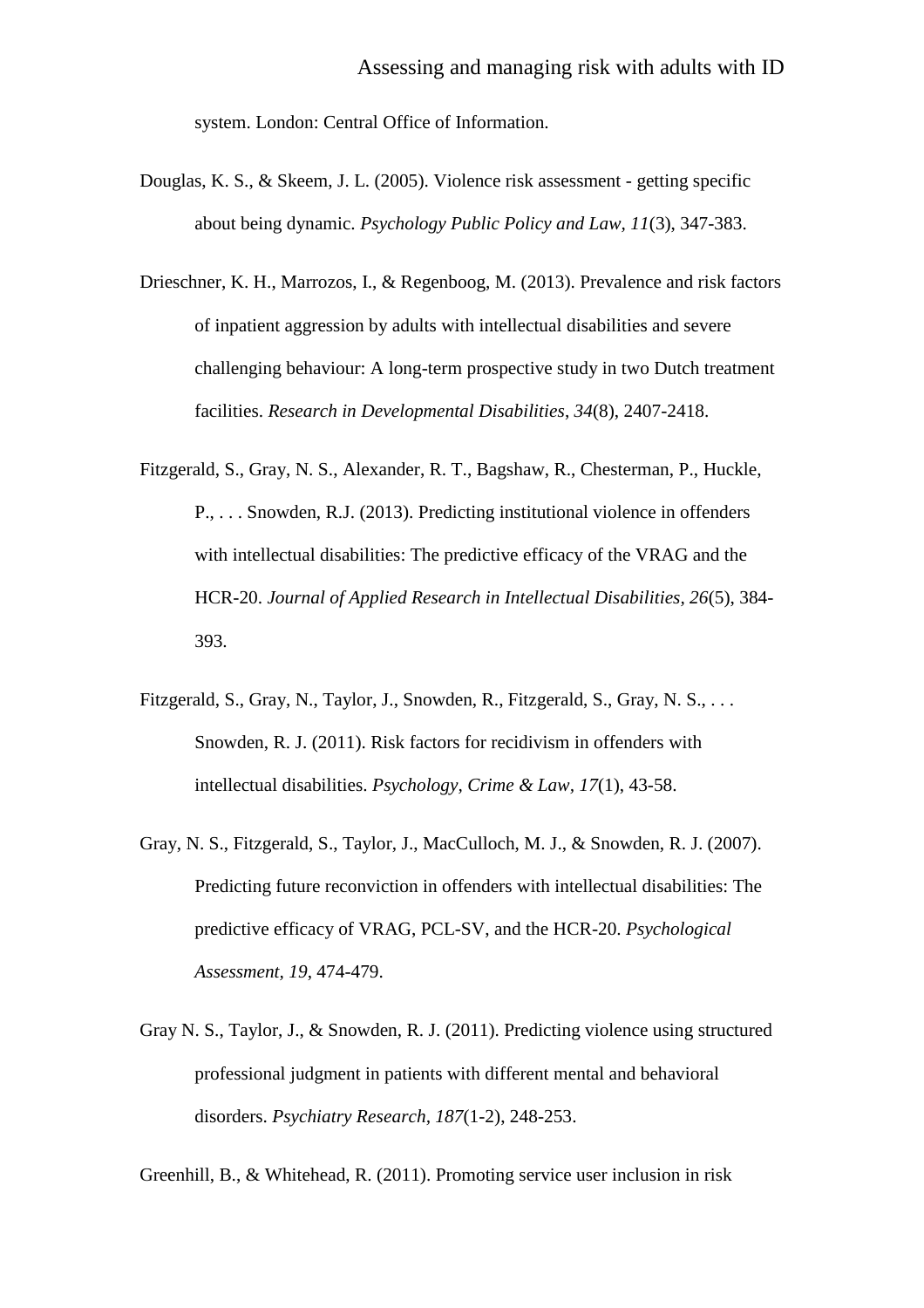system. London: Central Office of Information.

Douglas, K. S., & Skeem, J. L. (2005). Violence risk assessment - getting specific about being dynamic. *Psychology Public Policy and Law, 11*(3), 347-383.

Drieschner, K. H., Marrozos, I., & Regenboog, M. (2013). Prevalence and risk factors of inpatient aggression by adults with intellectual disabilities and severe challenging behaviour: A long-term prospective study in two Dutch treatment facilities. *Research in Developmental Disabilities*, *34*(8), 2407-2418.

Fitzgerald, S., Gray, N. S., Alexander, R. T., Bagshaw, R., Chesterman, P., Huckle, P., . . . Snowden, R.J. (2013). Predicting institutional violence in offenders with intellectual disabilities: The predictive efficacy of the VRAG and the HCR-20. *Journal of Applied Research in Intellectual Disabilities*, *26*(5), 384-393.

Fitzgerald, S., Gray, N., Taylor, J., Snowden, R., Fitzgerald, S., Gray, N. S., . . . Snowden, R. J. (2011). Risk factors for recidivism in offenders with intellectual disabilities. *Psychology, Crime & Law*, *17*(1), 43-58.

Gray, N. S., Fitzgerald, S., Taylor, J., MacCulloch, M. J., & Snowden, R. J. (2007). Predicting future reconviction in offenders with intellectual disabilities: The predictive efficacy of VRAG, PCL-SV, and the HCR-20. *Psychological Assessment, 19*, 474-479.

Gray N. S., Taylor, J., & Snowden, R. J. (2011). Predicting violence using structured professional judgment in patients with different mental and behavioral disorders. *Psychiatry Research, 187*(1-2), 248-253.

Greenhill, B., & Whitehead, R. (2011). Promoting service user inclusion in risk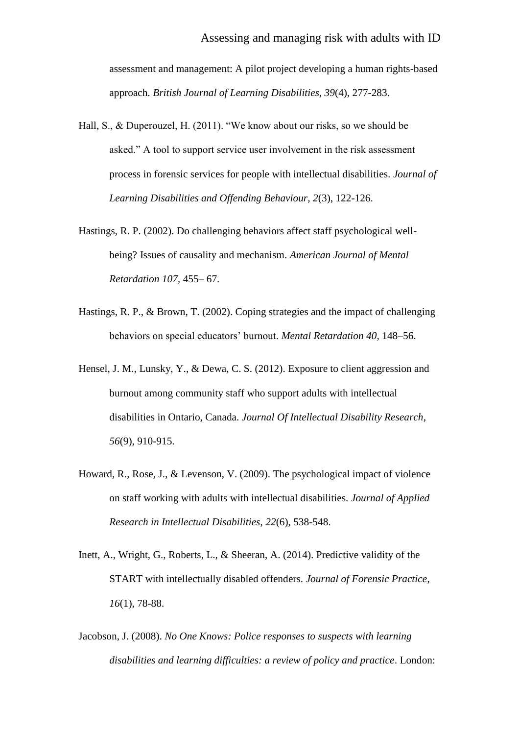assessment and management: A pilot project developing a human rights-based approach. *British Journal of Learning Disabilities, 39*(4), 277-283.

Hall, S., & Duperouzel, H. (2011). “We know about our risks, so we should be asked.” A tool to support service user involvement in the risk assessment process in forensic services for people with intellectual disabilities. *Journal of Learning Disabilities and Offending Behaviour, 2*(3), 122-126.

Hastings, R. P. (2002). Do challenging behaviors affect staff psychological well-being? Issues of causality and mechanism. *American Journal of Mental Retardation 107*, 455– 67.

Hastings, R. P., & Brown, T. (2002). Coping strategies and the impact of challenging behaviors on special educators’ burnout. *Mental Retardation 40*, 148–56.

Hensel, J. M., Lunsky, Y., & Dewa, C. S. (2012). Exposure to client aggression and burnout among community staff who support adults with intellectual disabilities in Ontario, Canada. *Journal Of Intellectual Disability Research, 56*(9), 910-915.

Howard, R., Rose, J., & Levenson, V. (2009). The psychological impact of violence on staff working with adults with intellectual disabilities. *Journal of Applied Research in Intellectual Disabilities, 22*(6), 538-548.

Inett, A., Wright, G., Roberts, L., & Sheeran, A. (2014). Predictive validity of the START with intellectually disabled offenders. *Journal of Forensic Practice, 16*(1), 78-88.

Jacobson, J. (2008). *No One Knows: Police responses to suspects with learning disabilities and learning difficulties: a review of policy and practice*. London: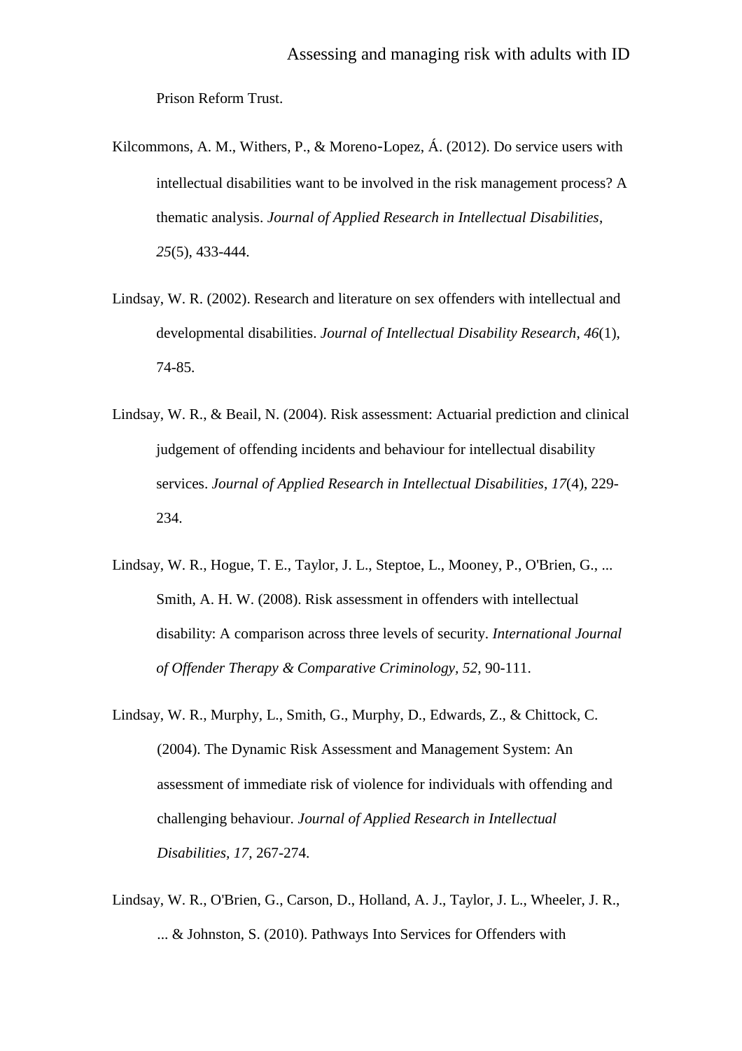Prison Reform Trust.

Kilcommons, A. M., Withers, P., & Moreno-Lopez, Á. (2012). Do service users with intellectual disabilities want to be involved in the risk management process? A thematic analysis. *Journal of Applied Research in Intellectual Disabilities*, *25*(5), 433-444.

Lindsay, W. R. (2002). Research and literature on sex offenders with intellectual and developmental disabilities. *Journal of Intellectual Disability Research*, *46*(1), 74-85.

Lindsay, W. R., & Beail, N. (2004). Risk assessment: Actuarial prediction and clinical judgement of offending incidents and behaviour for intellectual disability services. *Journal of Applied Research in Intellectual Disabilities*, *17*(4), 229-234.

Lindsay, W. R., Hogue, T. E., Taylor, J. L., Steptoe, L., Mooney, P., O'Brien, G., ... Smith, A. H. W. (2008). Risk assessment in offenders with intellectual disability: A comparison across three levels of security. *International Journal of Offender Therapy & Comparative Criminology*, *52*, 90-111.

Lindsay, W. R., Murphy, L., Smith, G., Murphy, D., Edwards, Z., & Chittock, C. (2004). The Dynamic Risk Assessment and Management System: An assessment of immediate risk of violence for individuals with offending and challenging behaviour. *Journal of Applied Research in Intellectual Disabilities*, *17*, 267-274.

Lindsay, W. R., O'Brien, G., Carson, D., Holland, A. J., Taylor, J. L., Wheeler, J. R., ... & Johnston, S. (2010). Pathways Into Services for Offenders with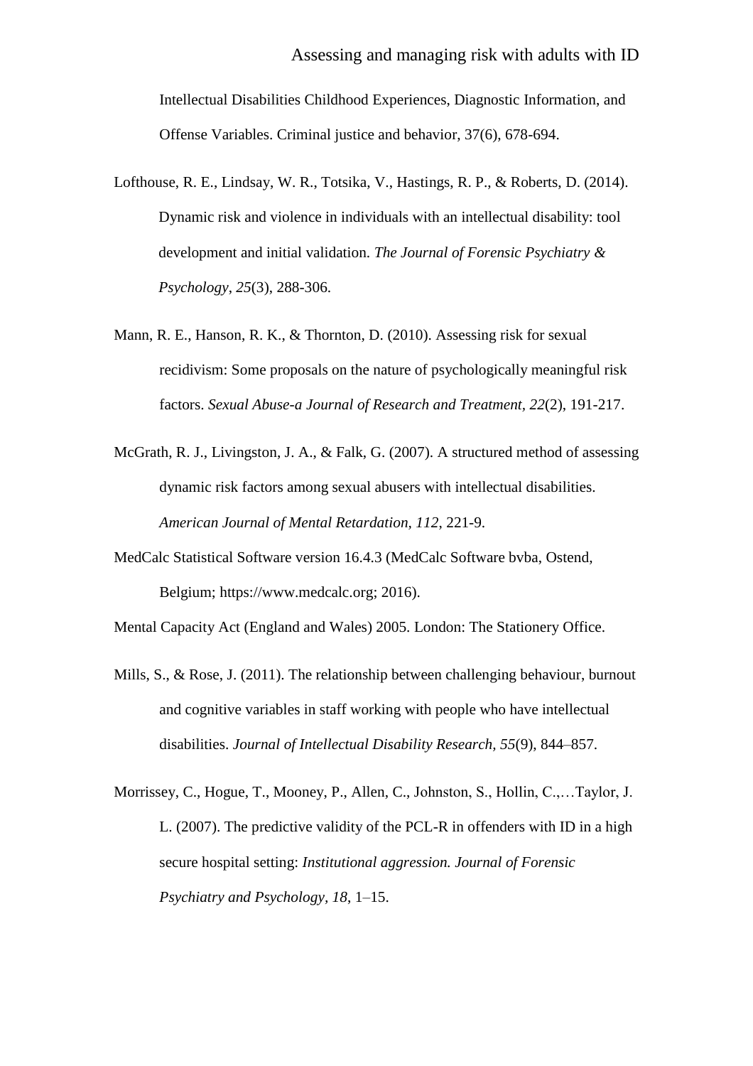Intellectual Disabilities Childhood Experiences, Diagnostic Information, and Offense Variables. Criminal justice and behavior, 37(6), 678-694.

Lofthouse, R. E., Lindsay, W. R., Totsika, V., Hastings, R. P., & Roberts, D. (2014). Dynamic risk and violence in individuals with an intellectual disability: tool development and initial validation. *The Journal of Forensic Psychiatry & Psychology*, *25*(3), 288-306.

Mann, R. E., Hanson, R. K., & Thornton, D. (2010). Assessing risk for sexual recidivism: Some proposals on the nature of psychologically meaningful risk factors. *Sexual Abuse-a Journal of Research and Treatment, 22*(2), 191-217.

McGrath, R. J., Livingston, J. A., & Falk, G. (2007). A structured method of assessing dynamic risk factors among sexual abusers with intellectual disabilities. *American Journal of Mental Retardation, 112*, 221-9.

MedCalc Statistical Software version 16.4.3 (MedCalc Software bvba, Ostend, Belgium; https://www.medcalc.org; 2016).

Mental Capacity Act (England and Wales) 2005. London: The Stationery Office.

Mills, S., & Rose, J. (2011). The relationship between challenging behaviour, burnout and cognitive variables in staff working with people who have intellectual disabilities. *Journal of Intellectual Disability Research, 55*(9), 844–857.

Morrissey, C., Hogue, T., Mooney, P., Allen, C., Johnston, S., Hollin, C.,…Taylor, J. L. (2007). The predictive validity of the PCL-R in offenders with ID in a high secure hospital setting: *Institutional aggression. Journal of Forensic Psychiatry and Psychology, 18*, 1–15.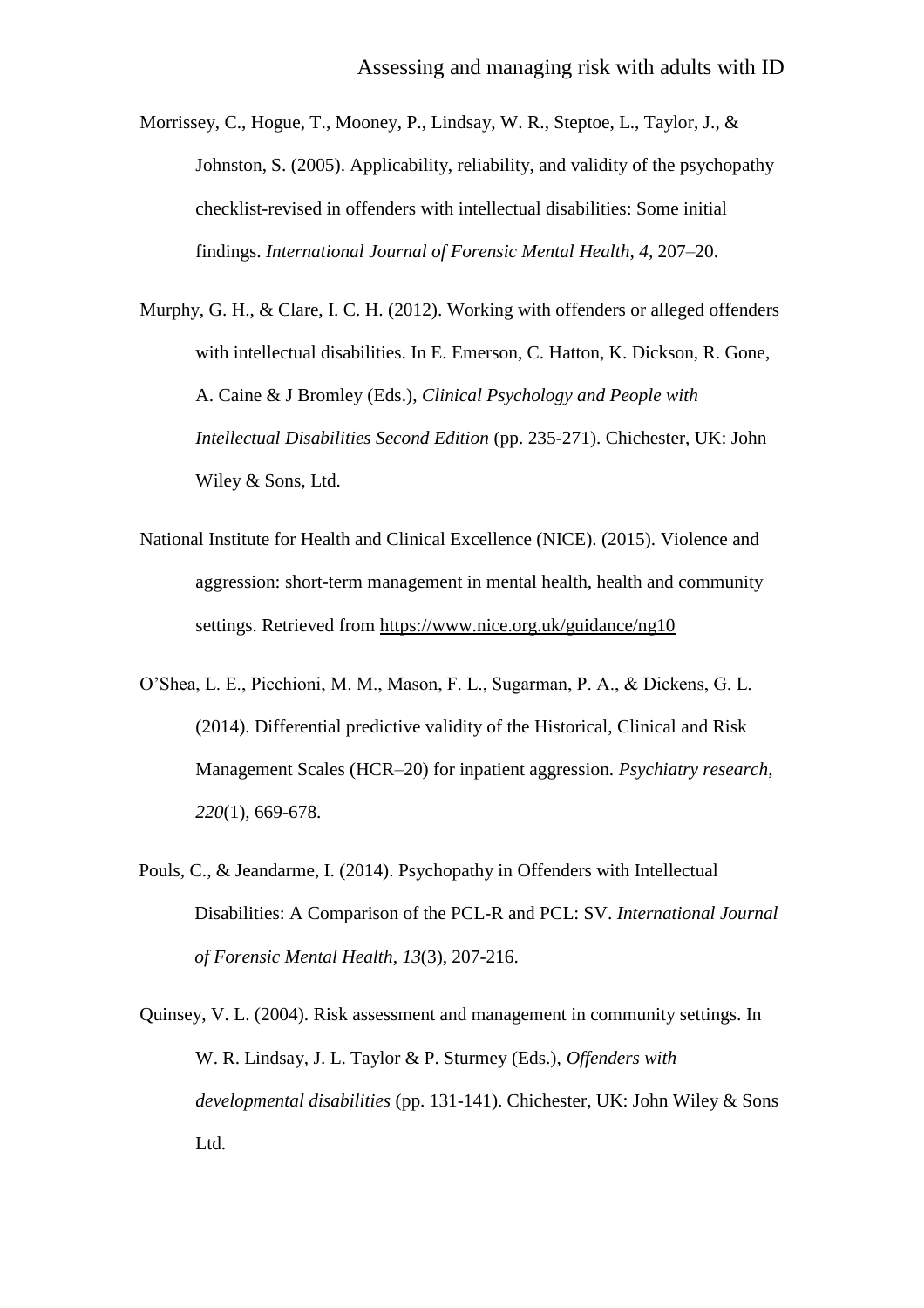Morrissey, C., Hogue, T., Mooney, P., Lindsay, W. R., Steptoe, L., Taylor, J., & Johnston, S. (2005). Applicability, reliability, and validity of the psychopathy checklist-revised in offenders with intellectual disabilities: Some initial findings. *International Journal of Forensic Mental Health, 4*, 207–20.

Murphy, G. H., & Clare, I. C. H. (2012). Working with offenders or alleged offenders with intellectual disabilities. In E. Emerson, C. Hatton, K. Dickson, R. Gone, A. Caine & J Bromley (Eds.), *Clinical Psychology and People with Intellectual Disabilities Second Edition* (pp. 235-271). Chichester, UK: John Wiley & Sons, Ltd.

National Institute for Health and Clinical Excellence (NICE). (2015). Violence and aggression: short-term management in mental health, health and community settings. Retrieved from https://www.nice.org.uk/guidance/ng10

O'Shea, L. E., Picchioni, M. M., Mason, F. L., Sugarman, P. A., & Dickens, G. L. (2014). Differential predictive validity of the Historical, Clinical and Risk Management Scales (HCR–20) for inpatient aggression. *Psychiatry research*, *220*(1), 669-678.

Pouls, C., & Jeandarme, I. (2014). Psychopathy in Offenders with Intellectual Disabilities: A Comparison of the PCL-R and PCL: SV. *International Journal of Forensic Mental Health*, *13*(3), 207-216.

Quinsey, V. L. (2004). Risk assessment and management in community settings. In W. R. Lindsay, J. L. Taylor & P. Sturmey (Eds.), *Offenders with developmental disabilities* (pp. 131-141). Chichester, UK: John Wiley & Sons Ltd.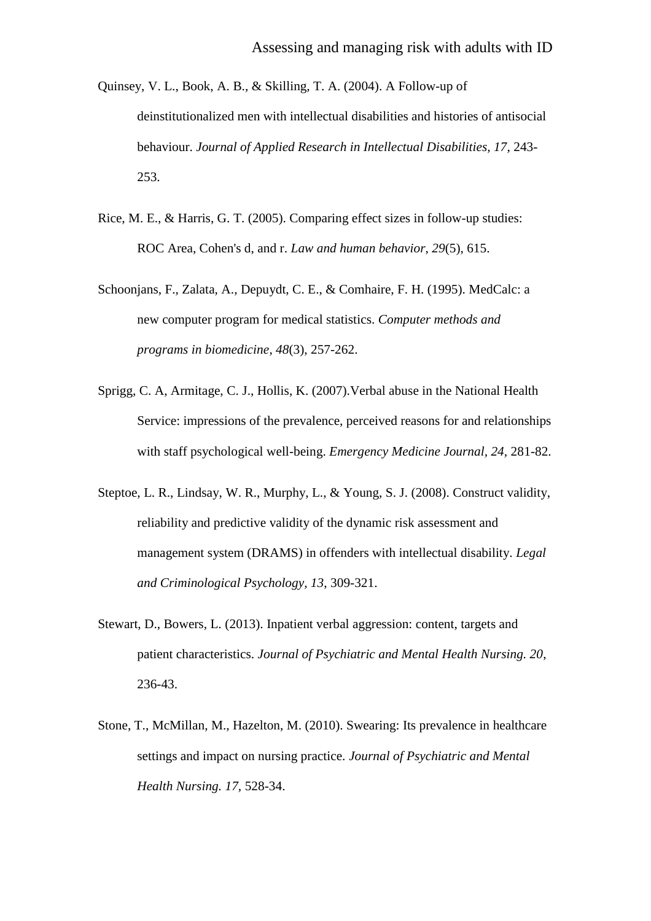Quinsey, V. L., Book, A. B., & Skilling, T. A. (2004). A Follow-up of deinstitutionalized men with intellectual disabilities and histories of antisocial behaviour. *Journal of Applied Research in Intellectual Disabilities, 17*, 243-253.

Rice, M. E., & Harris, G. T. (2005). Comparing effect sizes in follow-up studies: ROC Area, Cohen's d, and r. *Law and human behavior*, *29*(5), 615.

Schoonjans, F., Zalata, A., Depuydt, C. E., & Comhaire, F. H. (1995). MedCalc: a new computer program for medical statistics. *Computer methods and programs in biomedicine*, *48*(3), 257-262.

Sprigg, C. A, Armitage, C. J., Hollis, K. (2007).Verbal abuse in the National Health Service: impressions of the prevalence, perceived reasons for and relationships with staff psychological well-being. *Emergency Medicine Journal, 24,* 281-82.

Steptoe, L. R., Lindsay, W. R., Murphy, L., & Young, S. J. (2008). Construct validity, reliability and predictive validity of the dynamic risk assessment and management system (DRAMS) in offenders with intellectual disability. *Legal and Criminological Psychology, 13*, 309-321.

Stewart, D., Bowers, L. (2013). Inpatient verbal aggression: content, targets and patient characteristics. *Journal of Psychiatric and Mental Health Nursing. 20*, 236-43.

Stone, T., McMillan, M., Hazelton, M. (2010). Swearing: Its prevalence in healthcare settings and impact on nursing practice. *Journal of Psychiatric and Mental Health Nursing. 17*, 528-34.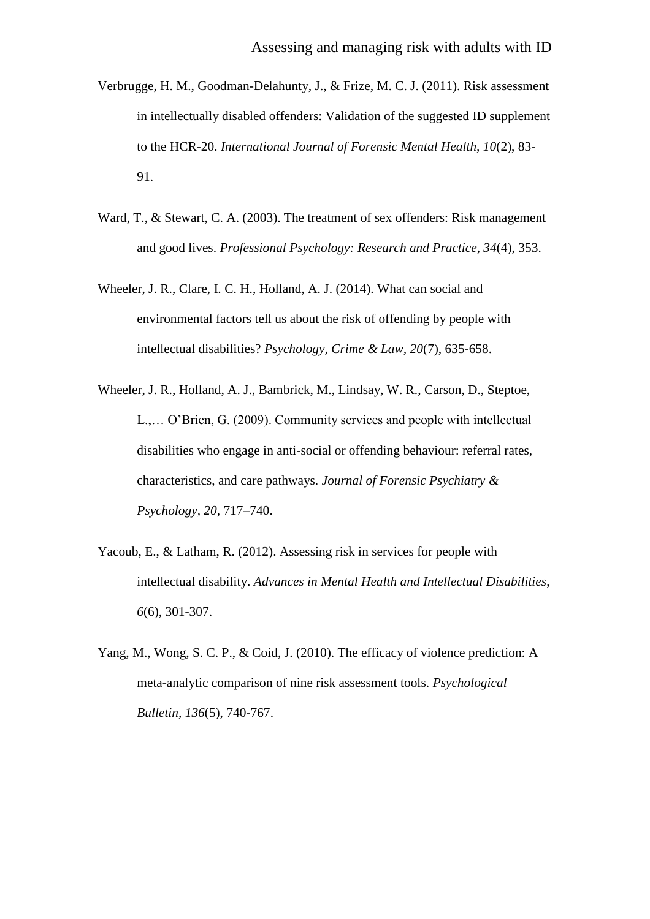Verbrugge, H. M., Goodman-Delahunty, J., & Frize, M. C. J. (2011). Risk assessment in intellectually disabled offenders: Validation of the suggested ID supplement to the HCR-20. *International Journal of Forensic Mental Health*, *10*(2), 83-91.

Ward, T., & Stewart, C. A. (2003). The treatment of sex offenders: Risk management and good lives. *Professional Psychology: Research and Practice*, *34*(4), 353.

Wheeler, J. R., Clare, I. C. H., Holland, A. J. (2014). What can social and environmental factors tell us about the risk of offending by people with intellectual disabilities? *Psychology, Crime & Law*, *20*(7), 635-658.

Wheeler, J. R., Holland, A. J., Bambrick, M., Lindsay, W. R., Carson, D., Steptoe, L.,… O'Brien, G. (2009). Community services and people with intellectual disabilities who engage in anti-social or offending behaviour: referral rates, characteristics, and care pathways. *Journal of Forensic Psychiatry & Psychology*, *20*, 717–740.

Yacoub, E., & Latham, R. (2012). Assessing risk in services for people with intellectual disability. *Advances in Mental Health and Intellectual Disabilities*, *6*(6), 301-307.

Yang, M., Wong, S. C. P., & Coid, J. (2010). The efficacy of violence prediction: A meta-analytic comparison of nine risk assessment tools. *Psychological Bulletin*, *136*(5), 740-767.